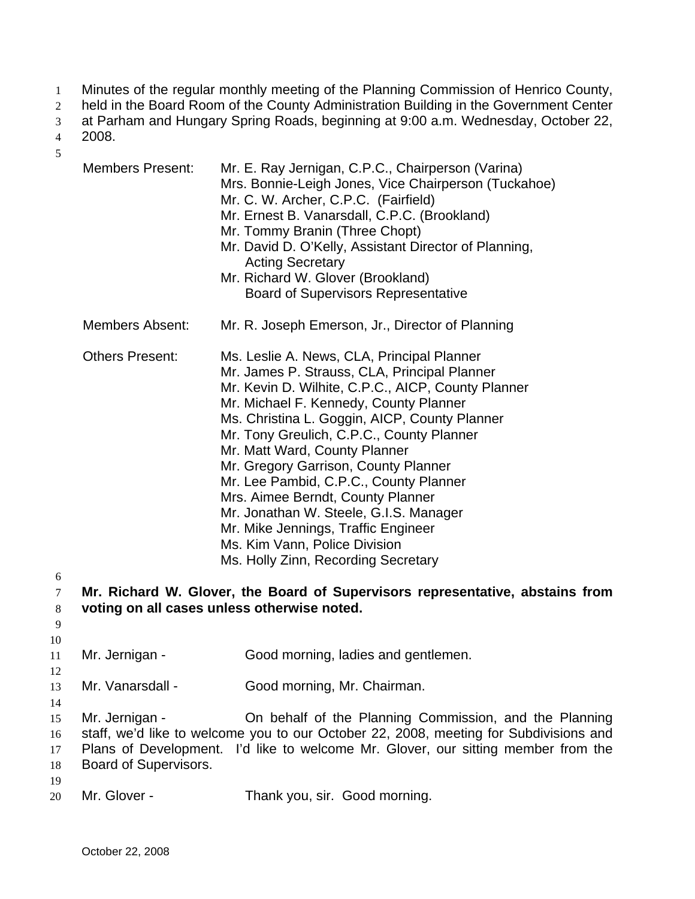Minutes of the regular monthly meeting of the Planning Commission of Henrico County, held in the Board Room of the County Administration Building in the Government Center at Parham and Hungary Spring Roads, beginning at 9:00 a.m. Wednesday, October 22, 2008.

| | |
|---|---|
| Members Present: | Mr. E. Ray Jernigan, C.P.C., Chairperson (Varina)<br>Mrs. Bonnie-Leigh Jones, Vice Chairperson (Tuckahoe)<br>Mr. C. W. Archer, C.P.C. (Fairfield)<br>Mr. Ernest B. Vanarsdall, C.P.C. (Brookland)<br>Mr. Tommy Branin (Three Chopt)<br>Mr. David D. O'Kelly, Assistant Director of Planning, Acting Secretary<br>Mr. Richard W. Glover (Brookland) Board of Supervisors Representative |
| Members Absent: | Mr. R. Joseph Emerson, Jr., Director of Planning |
| Others Present: | Ms. Leslie A. News, CLA, Principal Planner<br>Mr. James P. Strauss, CLA, Principal Planner<br>Mr. Kevin D. Wilhite, C.P.C., AICP, County Planner<br>Mr. Michael F. Kennedy, County Planner<br>Ms. Christina L. Goggin, AICP, County Planner<br>Mr. Tony Greulich, C.P.C., County Planner<br>Mr. Matt Ward, County Planner<br>Mr. Gregory Garrison, County Planner<br>Mr. Lee Pambid, C.P.C., County Planner<br>Mrs. Aimee Berndt, County Planner<br>Mr. Jonathan W. Steele, G.I.S. Manager<br>Mr. Mike Jennings, Traffic Engineer<br>Ms. Kim Vann, Police Division<br>Ms. Holly Zinn, Recording Secretary |

**Mr. Richard W. Glover, the Board of Supervisors representative, abstains from voting on all cases unless otherwise noted.**

Mr. Jernigan - Good morning, ladies and gentlemen.

Mr. Vanarsdall - Good morning, Mr. Chairman.

Mr. Jernigan - On behalf of the Planning Commission, and the Planning staff, we'd like to welcome you to our October 22, 2008, meeting for Subdivisions and Plans of Development. I'd like to welcome Mr. Glover, our sitting member from the Board of Supervisors.

Mr. Glover - Thank you, sir. Good morning.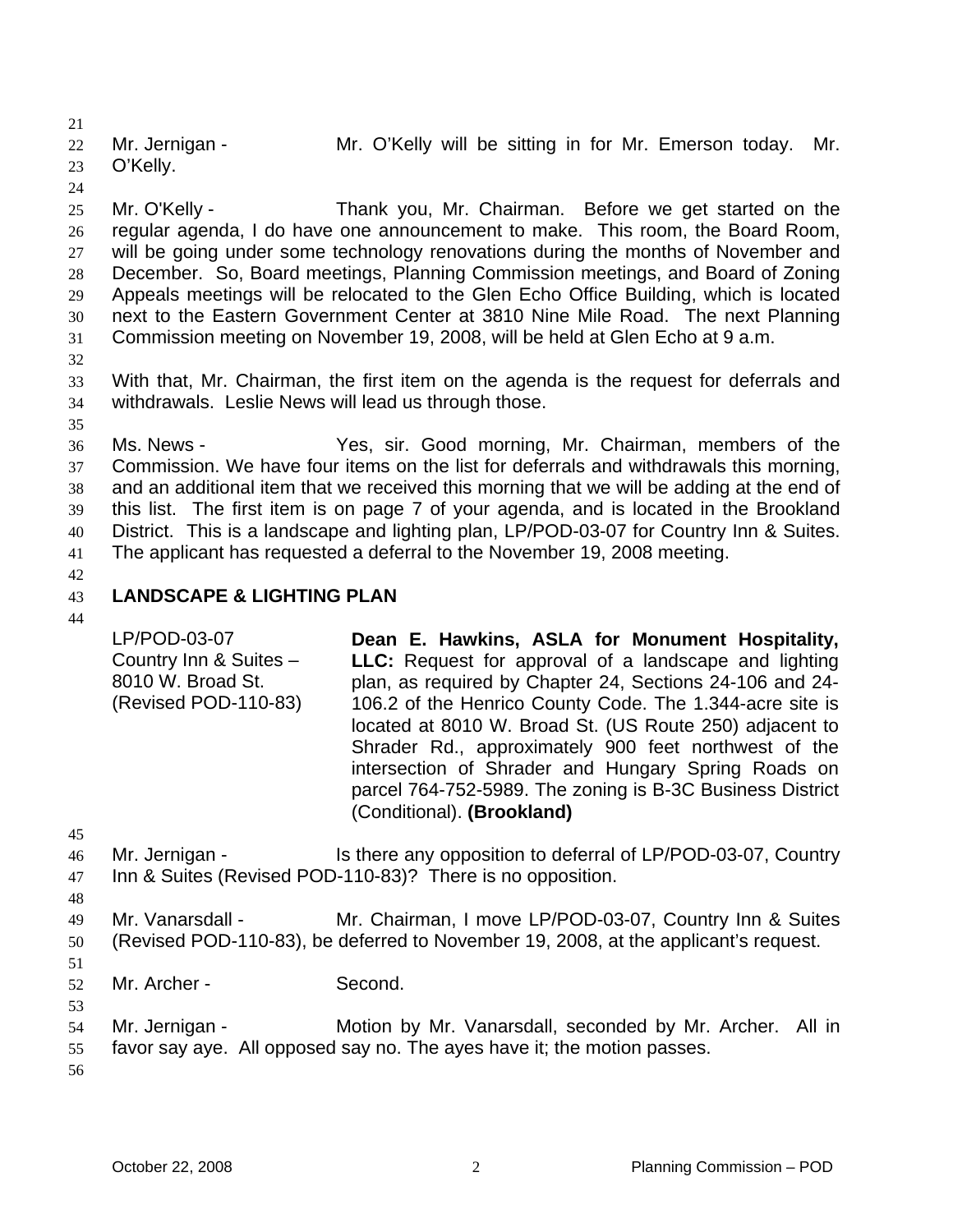Mr. Jernigan - Mr. O'Kelly will be sitting in for Mr. Emerson today. Mr. O'Kelly.

Mr. O'Kelly - Thank you, Mr. Chairman. Before we get started on the regular agenda, I do have one announcement to make. This room, the Board Room, will be going under some technology renovations during the months of November and December. So, Board meetings, Planning Commission meetings, and Board of Zoning Appeals meetings will be relocated to the Glen Echo Office Building, which is located next to the Eastern Government Center at 3810 Nine Mile Road. The next Planning Commission meeting on November 19, 2008, will be held at Glen Echo at 9 a.m.

With that, Mr. Chairman, the first item on the agenda is the request for deferrals and withdrawals. Leslie News will lead us through those.

Ms. News - Yes, sir. Good morning, Mr. Chairman, members of the Commission. We have four items on the list for deferrals and withdrawals this morning, and an additional item that we received this morning that we will be adding at the end of this list. The first item is on page 7 of your agenda, and is located in the Brookland District. This is a landscape and lighting plan, LP/POD-03-07 for Country Inn & Suites. The applicant has requested a deferral to the November 19, 2008 meeting.

**LANDSCAPE & LIGHTING PLAN**

LP/POD-03-07
Country Inn & Suites – 8010 W. Broad St.
(Revised POD-110-83)

**Dean E. Hawkins, ASLA for Monument Hospitality, LLC:** Request for approval of a landscape and lighting plan, as required by Chapter 24, Sections 24-106 and 24-106.2 of the Henrico County Code. The 1.344-acre site is located at 8010 W. Broad St. (US Route 250) adjacent to Shrader Rd., approximately 900 feet northwest of the intersection of Shrader and Hungary Spring Roads on parcel 764-752-5989. The zoning is B-3C Business District (Conditional). **(Brookland)**

Mr. Jernigan - Is there any opposition to deferral of LP/POD-03-07, Country Inn & Suites (Revised POD-110-83)? There is no opposition.

Mr. Vanarsdall - Mr. Chairman, I move LP/POD-03-07, Country Inn & Suites (Revised POD-110-83), be deferred to November 19, 2008, at the applicant's request.

Mr. Archer - Second.

Mr. Jernigan - Motion by Mr. Vanarsdall, seconded by Mr. Archer. All in favor say aye. All opposed say no. The ayes have it; the motion passes.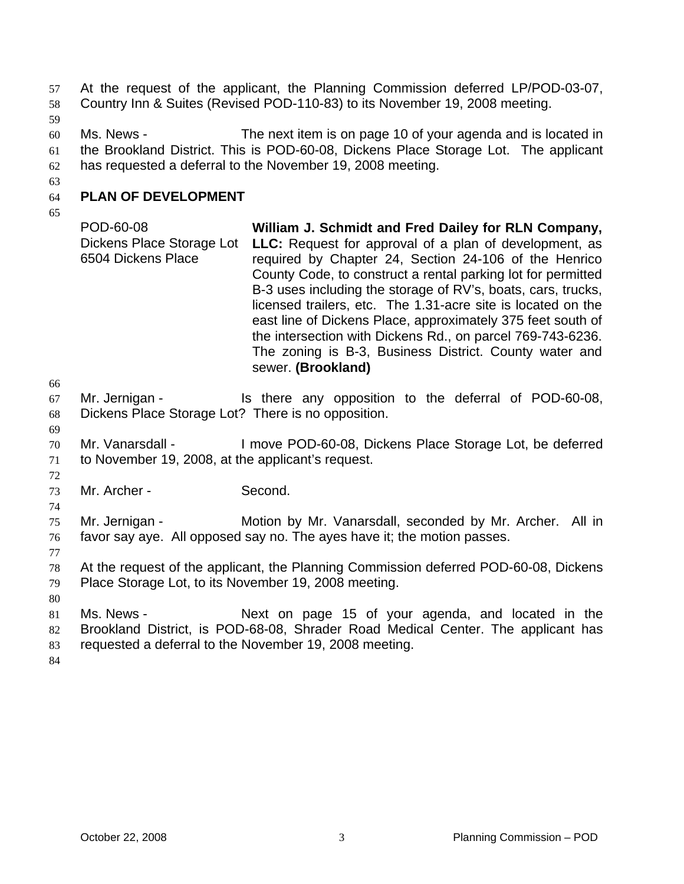At the request of the applicant, the Planning Commission deferred LP/POD-03-07, Country Inn & Suites (Revised POD-110-83) to its November 19, 2008 meeting.

Ms. News - The next item is on page 10 of your agenda and is located in the Brookland District. This is POD-60-08, Dickens Place Storage Lot. The applicant has requested a deferral to the November 19, 2008 meeting.

## PLAN OF DEVELOPMENT

| | |
|---|---|
| POD-60-08<br>Dickens Place Storage Lot<br>6504 Dickens Place | **William J. Schmidt and Fred Dailey for RLN Company, LLC:** Request for approval of a plan of development, as required by Chapter 24, Section 24-106 of the Henrico County Code, to construct a rental parking lot for permitted B-3 uses including the storage of RV's, boats, cars, trucks, licensed trailers, etc. The 1.31-acre site is located on the east line of Dickens Place, approximately 375 feet south of the intersection with Dickens Rd., on parcel 769-743-6236. The zoning is B-3, Business District. County water and sewer. **(Brookland)** |

Mr. Jernigan - Is there any opposition to the deferral of POD-60-08, Dickens Place Storage Lot? There is no opposition.

Mr. Vanarsdall - I move POD-60-08, Dickens Place Storage Lot, be deferred to November 19, 2008, at the applicant's request.

Mr. Archer - Second.

Mr. Jernigan - Motion by Mr. Vanarsdall, seconded by Mr. Archer. All in favor say aye. All opposed say no. The ayes have it; the motion passes.

At the request of the applicant, the Planning Commission deferred POD-60-08, Dickens Place Storage Lot, to its November 19, 2008 meeting.

Ms. News - Next on page 15 of your agenda, and located in the Brookland District, is POD-68-08, Shrader Road Medical Center. The applicant has requested a deferral to the November 19, 2008 meeting.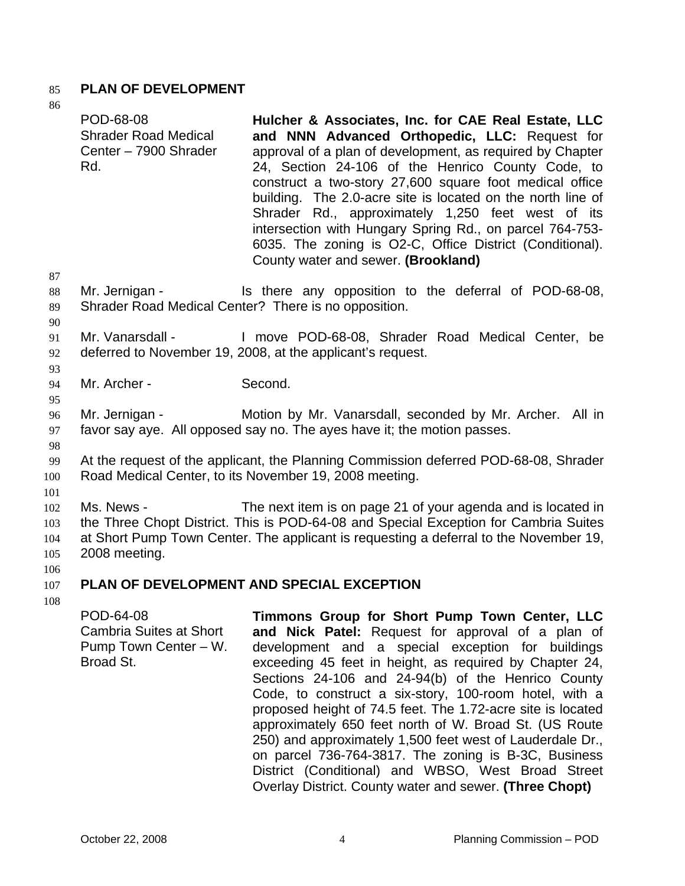## PLAN OF DEVELOPMENT

| | |
|---|---|
| POD-68-08<br>Shrader Road Medical Center – 7900 Shrader Rd. | **Hulcher & Associates, Inc. for CAE Real Estate, LLC and NNN Advanced Orthopedic, LLC:** Request for approval of a plan of development, as required by Chapter 24, Section 24-106 of the Henrico County Code, to construct a two-story 27,600 square foot medical office building. The 2.0-acre site is located on the north line of Shrader Rd., approximately 1,250 feet west of its intersection with Hungary Spring Rd., on parcel 764-753-6035. The zoning is O2-C, Office District (Conditional). County water and sewer. **(Brookland)** |

Mr. Jernigan - Is there any opposition to the deferral of POD-68-08, Shrader Road Medical Center? There is no opposition.

Mr. Vanarsdall - I move POD-68-08, Shrader Road Medical Center, be deferred to November 19, 2008, at the applicant's request.

Mr. Archer - Second.

Mr. Jernigan - Motion by Mr. Vanarsdall, seconded by Mr. Archer. All in favor say aye. All opposed say no. The ayes have it; the motion passes.

At the request of the applicant, the Planning Commission deferred POD-68-08, Shrader Road Medical Center, to its November 19, 2008 meeting.

Ms. News - The next item is on page 21 of your agenda and is located in the Three Chopt District. This is POD-64-08 and Special Exception for Cambria Suites at Short Pump Town Center. The applicant is requesting a deferral to the November 19, 2008 meeting.

## PLAN OF DEVELOPMENT AND SPECIAL EXCEPTION

| | |
|---|---|
| POD-64-08<br>Cambria Suites at Short Pump Town Center – W. Broad St. | **Timmons Group for Short Pump Town Center, LLC and Nick Patel:** Request for approval of a plan of development and a special exception for buildings exceeding 45 feet in height, as required by Chapter 24, Sections 24-106 and 24-94(b) of the Henrico County Code, to construct a six-story, 100-room hotel, with a proposed height of 74.5 feet. The 1.72-acre site is located approximately 650 feet north of W. Broad St. (US Route 250) and approximately 1,500 feet west of Lauderdale Dr., on parcel 736-764-3817. The zoning is B-3C, Business District (Conditional) and WBSO, West Broad Street Overlay District. County water and sewer. **(Three Chopt)** |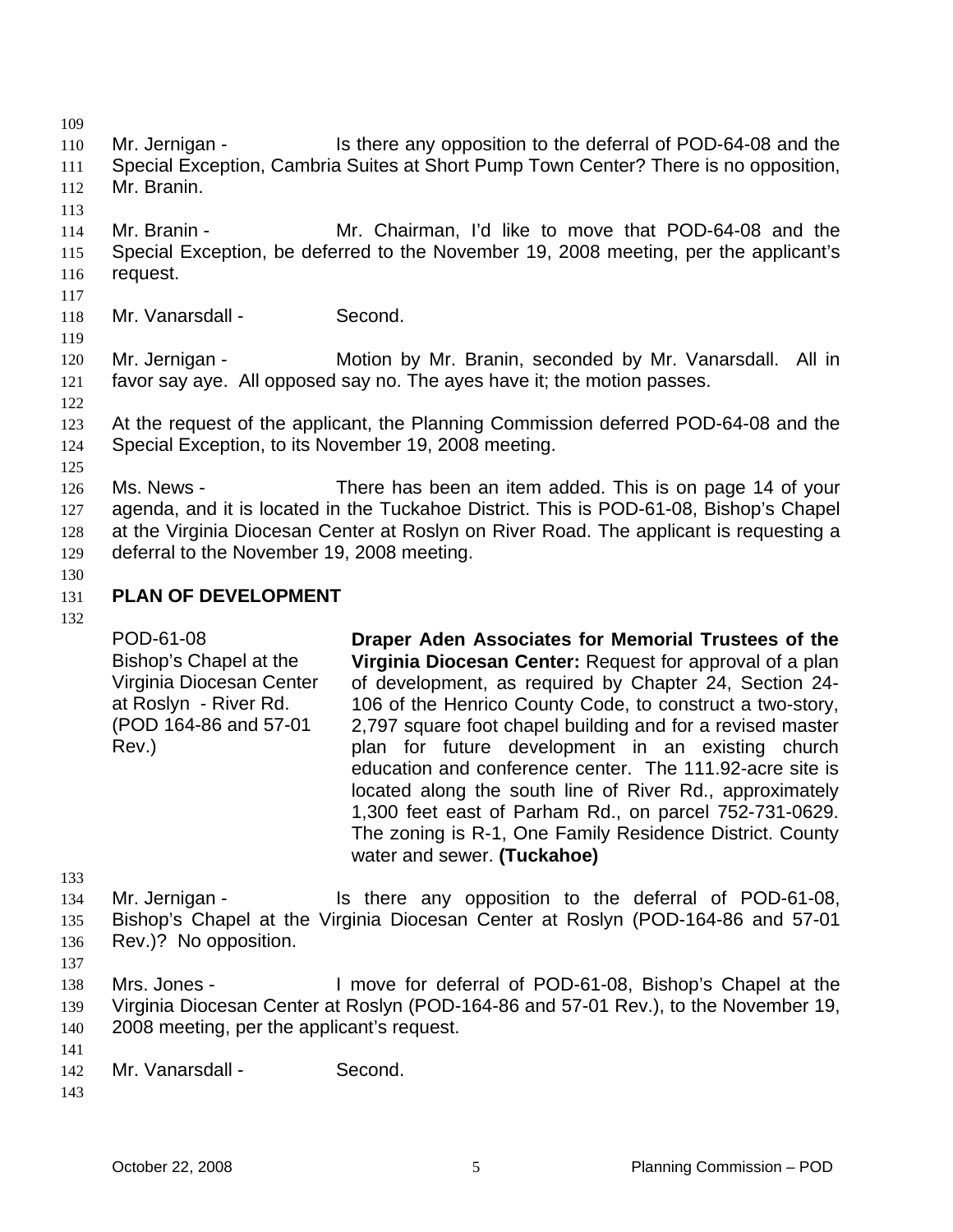Mr. Jernigan - Is there any opposition to the deferral of POD-64-08 and the Special Exception, Cambria Suites at Short Pump Town Center? There is no opposition, Mr. Branin.

Mr. Branin - Mr. Chairman, I'd like to move that POD-64-08 and the Special Exception, be deferred to the November 19, 2008 meeting, per the applicant's request.

Mr. Vanarsdall - Second.

Mr. Jernigan - Motion by Mr. Branin, seconded by Mr. Vanarsdall. All in favor say aye. All opposed say no. The ayes have it; the motion passes.

At the request of the applicant, the Planning Commission deferred POD-64-08 and the Special Exception, to its November 19, 2008 meeting.

Ms. News - There has been an item added. This is on page 14 of your agenda, and it is located in the Tuckahoe District. This is POD-61-08, Bishop's Chapel at the Virginia Diocesan Center at Roslyn on River Road. The applicant is requesting a deferral to the November 19, 2008 meeting.

**PLAN OF DEVELOPMENT**

| | |
|---|---|
| POD-61-08<br>Bishop's Chapel at the Virginia Diocesan Center at Roslyn - River Rd.<br>(POD 164-86 and 57-01 Rev.) | **Draper Aden Associates for Memorial Trustees of the Virginia Diocesan Center:** Request for approval of a plan of development, as required by Chapter 24, Section 24-106 of the Henrico County Code, to construct a two-story, 2,797 square foot chapel building and for a revised master plan for future development in an existing church education and conference center. The 111.92-acre site is located along the south line of River Rd., approximately 1,300 feet east of Parham Rd., on parcel 752-731-0629. The zoning is R-1, One Family Residence District. County water and sewer. **(Tuckahoe)** |

Mr. Jernigan - Is there any opposition to the deferral of POD-61-08, Bishop's Chapel at the Virginia Diocesan Center at Roslyn (POD-164-86 and 57-01 Rev.)? No opposition.

Mrs. Jones - I move for deferral of POD-61-08, Bishop's Chapel at the Virginia Diocesan Center at Roslyn (POD-164-86 and 57-01 Rev.), to the November 19, 2008 meeting, per the applicant's request.

Mr. Vanarsdall - Second.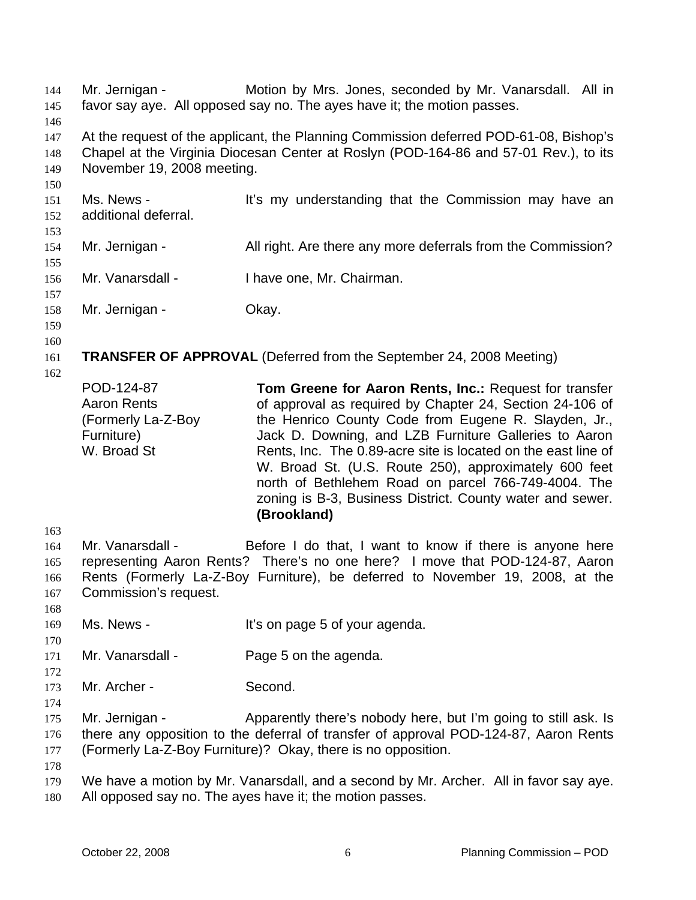Mr. Jernigan - Motion by Mrs. Jones, seconded by Mr. Vanarsdall. All in favor say aye. All opposed say no. The ayes have it; the motion passes.

At the request of the applicant, the Planning Commission deferred POD-61-08, Bishop's Chapel at the Virginia Diocesan Center at Roslyn (POD-164-86 and 57-01 Rev.), to its November 19, 2008 meeting.

Ms. News - It's my understanding that the Commission may have an additional deferral.

Mr. Jernigan - All right. Are there any more deferrals from the Commission?

Mr. Vanarsdall - I have one, Mr. Chairman.

Mr. Jernigan - Okay.

**TRANSFER OF APPROVAL** (Deferred from the September 24, 2008 Meeting)

POD-124-87
Aaron Rents
(Formerly La-Z-Boy Furniture)
W. Broad St

**Tom Greene for Aaron Rents, Inc.:** Request for transfer of approval as required by Chapter 24, Section 24-106 of the Henrico County Code from Eugene R. Slayden, Jr., Jack D. Downing, and LZB Furniture Galleries to Aaron Rents, Inc. The 0.89-acre site is located on the east line of W. Broad St. (U.S. Route 250), approximately 600 feet north of Bethlehem Road on parcel 766-749-4004. The zoning is B-3, Business District. County water and sewer. **(Brookland)**

Mr. Vanarsdall - Before I do that, I want to know if there is anyone here representing Aaron Rents? There's no one here? I move that POD-124-87, Aaron Rents (Formerly La-Z-Boy Furniture), be deferred to November 19, 2008, at the Commission's request.

Ms. News - It's on page 5 of your agenda.

Mr. Vanarsdall - Page 5 on the agenda.

Mr. Archer - Second.

Mr. Jernigan - Apparently there's nobody here, but I'm going to still ask. Is there any opposition to the deferral of transfer of approval POD-124-87, Aaron Rents (Formerly La-Z-Boy Furniture)? Okay, there is no opposition.

We have a motion by Mr. Vanarsdall, and a second by Mr. Archer. All in favor say aye. All opposed say no. The ayes have it; the motion passes.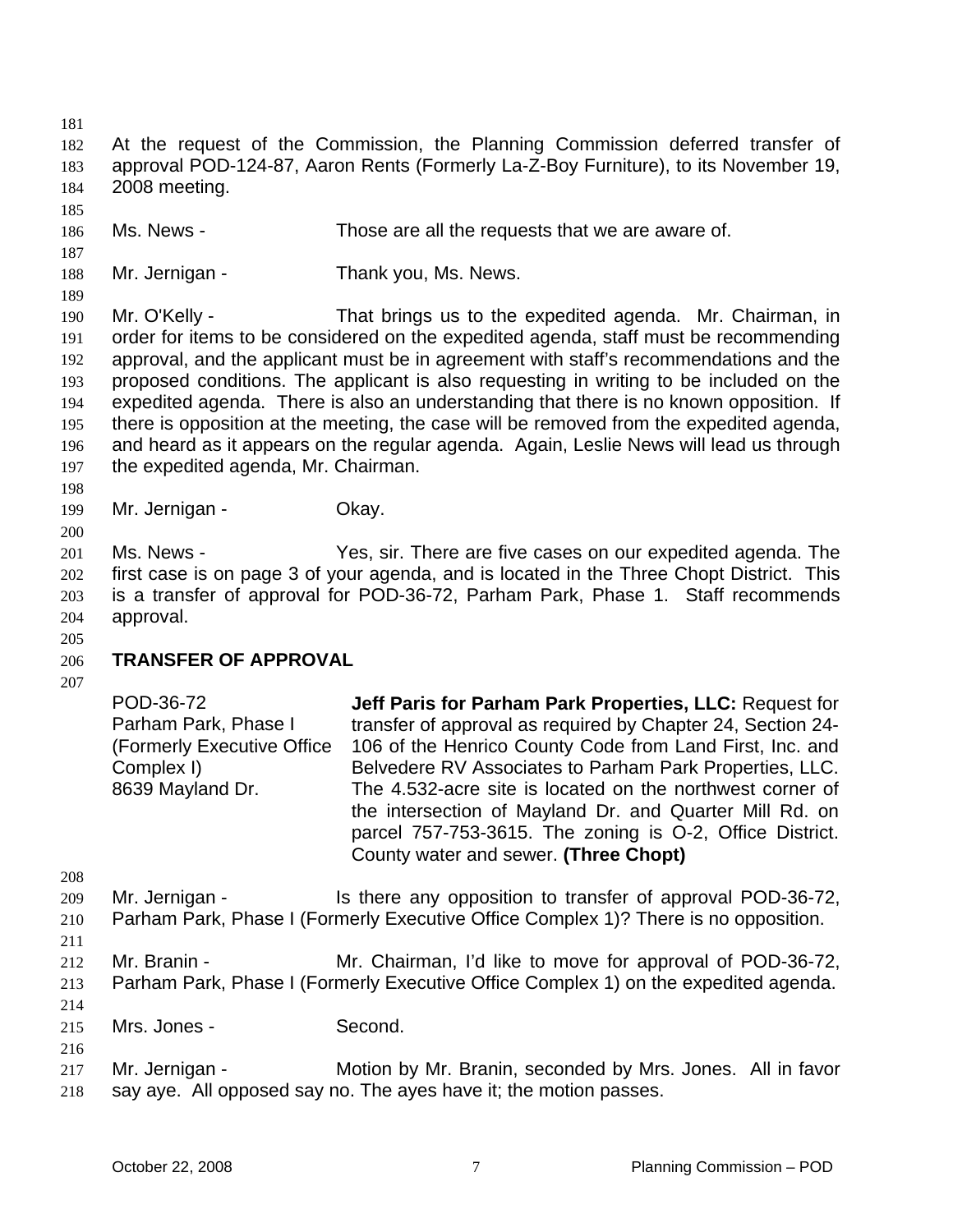At the request of the Commission, the Planning Commission deferred transfer of approval POD-124-87, Aaron Rents (Formerly La-Z-Boy Furniture), to its November 19, 2008 meeting.

Ms. News - Those are all the requests that we are aware of.

Mr. Jernigan - Thank you, Ms. News.

Mr. O'Kelly - That brings us to the expedited agenda. Mr. Chairman, in order for items to be considered on the expedited agenda, staff must be recommending approval, and the applicant must be in agreement with staff's recommendations and the proposed conditions. The applicant is also requesting in writing to be included on the expedited agenda. There is also an understanding that there is no known opposition. If there is opposition at the meeting, the case will be removed from the expedited agenda, and heard as it appears on the regular agenda. Again, Leslie News will lead us through the expedited agenda, Mr. Chairman.

Mr. Jernigan - Okay.

Ms. News - Yes, sir. There are five cases on our expedited agenda. The first case is on page 3 of your agenda, and is located in the Three Chopt District. This is a transfer of approval for POD-36-72, Parham Park, Phase 1. Staff recommends approval.

## TRANSFER OF APPROVAL

POD-36-72
Parham Park, Phase I
(Formerly Executive Office Complex I)
8639 Mayland Dr.

**Jeff Paris for Parham Park Properties, LLC:** Request for transfer of approval as required by Chapter 24, Section 24-106 of the Henrico County Code from Land First, Inc. and Belvedere RV Associates to Parham Park Properties, LLC. The 4.532-acre site is located on the northwest corner of the intersection of Mayland Dr. and Quarter Mill Rd. on parcel 757-753-3615. The zoning is O-2, Office District. County water and sewer. **(Three Chopt)**

Mr. Jernigan - Is there any opposition to transfer of approval POD-36-72, Parham Park, Phase I (Formerly Executive Office Complex 1)? There is no opposition.

Mr. Branin - Mr. Chairman, I'd like to move for approval of POD-36-72, Parham Park, Phase I (Formerly Executive Office Complex 1) on the expedited agenda.

Mrs. Jones - Second.

Mr. Jernigan - Motion by Mr. Branin, seconded by Mrs. Jones. All in favor say aye. All opposed say no. The ayes have it; the motion passes.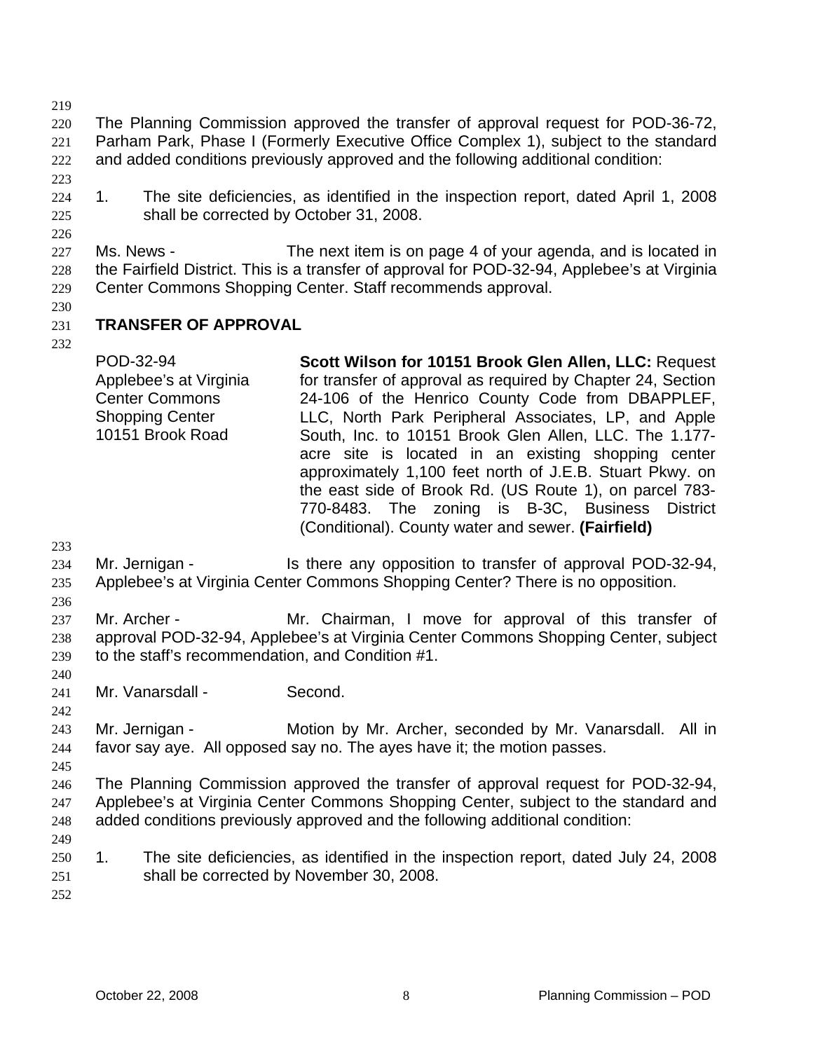The Planning Commission approved the transfer of approval request for POD-36-72, Parham Park, Phase I (Formerly Executive Office Complex 1), subject to the standard and added conditions previously approved and the following additional condition:

1. The site deficiencies, as identified in the inspection report, dated April 1, 2008 shall be corrected by October 31, 2008.

Ms. News - The next item is on page 4 of your agenda, and is located in the Fairfield District. This is a transfer of approval for POD-32-94, Applebee's at Virginia Center Commons Shopping Center. Staff recommends approval.

**TRANSFER OF APPROVAL**

| | |
|---|---|
| POD-32-94<br>Applebee's at Virginia Center Commons Shopping Center<br>10151 Brook Road | **Scott Wilson for 10151 Brook Glen Allen, LLC:** Request for transfer of approval as required by Chapter 24, Section 24-106 of the Henrico County Code from DBAPPLEF, LLC, North Park Peripheral Associates, LP, and Apple South, Inc. to 10151 Brook Glen Allen, LLC. The 1.177-acre site is located in an existing shopping center approximately 1,100 feet north of J.E.B. Stuart Pkwy. on the east side of Brook Rd. (US Route 1), on parcel 783-770-8483. The zoning is B-3C, Business District (Conditional). County water and sewer. **(Fairfield)** |

Mr. Jernigan - Is there any opposition to transfer of approval POD-32-94, Applebee's at Virginia Center Commons Shopping Center? There is no opposition.

Mr. Archer - Mr. Chairman, I move for approval of this transfer of approval POD-32-94, Applebee's at Virginia Center Commons Shopping Center, subject to the staff's recommendation, and Condition #1.

Mr. Vanarsdall - Second.

Mr. Jernigan - Motion by Mr. Archer, seconded by Mr. Vanarsdall. All in favor say aye. All opposed say no. The ayes have it; the motion passes.

The Planning Commission approved the transfer of approval request for POD-32-94, Applebee's at Virginia Center Commons Shopping Center, subject to the standard and added conditions previously approved and the following additional condition:

1. The site deficiencies, as identified in the inspection report, dated July 24, 2008 shall be corrected by November 30, 2008.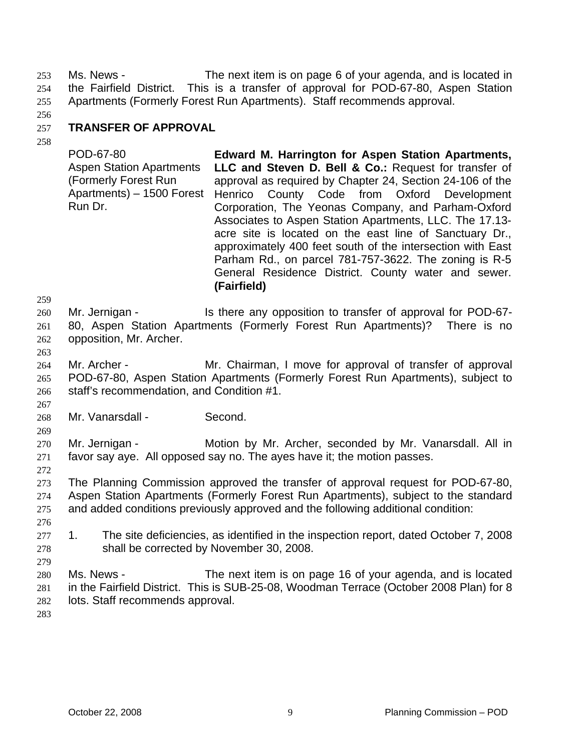Ms. News - The next item is on page 6 of your agenda, and is located in the Fairfield District. This is a transfer of approval for POD-67-80, Aspen Station Apartments (Formerly Forest Run Apartments). Staff recommends approval.

## TRANSFER OF APPROVAL

| | |
|---|---|
| POD-67-80<br>Aspen Station Apartments (Formerly Forest Run Apartments) – 1500 Forest Run Dr. | **Edward M. Harrington for Aspen Station Apartments, LLC and Steven D. Bell & Co.:** Request for transfer of approval as required by Chapter 24, Section 24-106 of the Henrico County Code from Oxford Development Corporation, The Yeonas Company, and Parham-Oxford Associates to Aspen Station Apartments, LLC. The 17.13-acre site is located on the east line of Sanctuary Dr., approximately 400 feet south of the intersection with East Parham Rd., on parcel 781-757-3622. The zoning is R-5 General Residence District. County water and sewer. **(Fairfield)** |

Mr. Jernigan - Is there any opposition to transfer of approval for POD-67-80, Aspen Station Apartments (Formerly Forest Run Apartments)? There is no opposition, Mr. Archer.

Mr. Archer - Mr. Chairman, I move for approval of transfer of approval POD-67-80, Aspen Station Apartments (Formerly Forest Run Apartments), subject to staff's recommendation, and Condition #1.

Mr. Vanarsdall - Second.

Mr. Jernigan - Motion by Mr. Archer, seconded by Mr. Vanarsdall. All in favor say aye. All opposed say no. The ayes have it; the motion passes.

The Planning Commission approved the transfer of approval request for POD-67-80, Aspen Station Apartments (Formerly Forest Run Apartments), subject to the standard and added conditions previously approved and the following additional condition:

1. The site deficiencies, as identified in the inspection report, dated October 7, 2008 shall be corrected by November 30, 2008.

Ms. News - The next item is on page 16 of your agenda, and is located in the Fairfield District. This is SUB-25-08, Woodman Terrace (October 2008 Plan) for 8 lots. Staff recommends approval.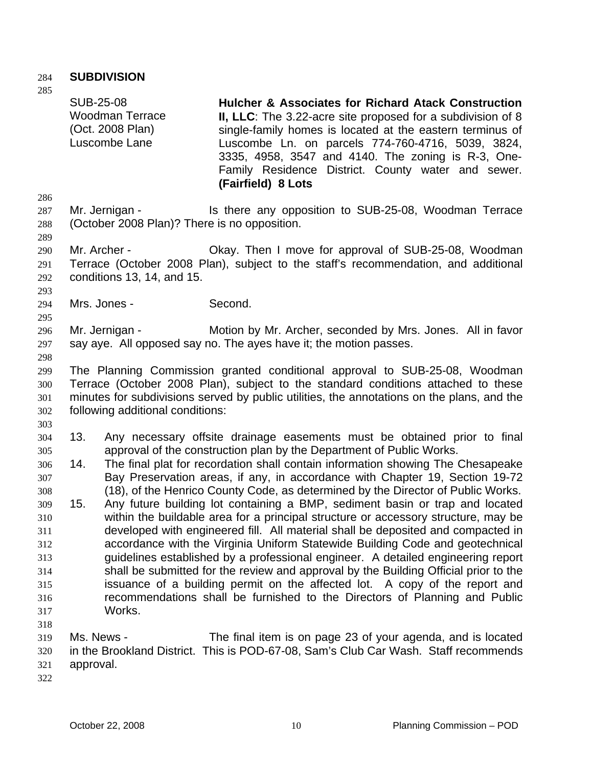## SUBDIVISION

| | |
|---|---|
| SUB-25-08<br>Woodman Terrace<br>(Oct. 2008 Plan)<br>Luscombe Lane | **Hulcher & Associates for Richard Atack Construction II, LLC**: The 3.22-acre site proposed for a subdivision of 8 single-family homes is located at the eastern terminus of Luscombe Ln. on parcels 774-760-4716, 5039, 3824, 3335, 4958, 3547 and 4140. The zoning is R-3, One-Family Residence District. County water and sewer. **(Fairfield) 8 Lots** |

Mr. Jernigan - Is there any opposition to SUB-25-08, Woodman Terrace (October 2008 Plan)? There is no opposition.

Mr. Archer - Okay. Then I move for approval of SUB-25-08, Woodman Terrace (October 2008 Plan), subject to the staff's recommendation, and additional conditions 13, 14, and 15.

Mrs. Jones - Second.

Mr. Jernigan - Motion by Mr. Archer, seconded by Mrs. Jones. All in favor say aye. All opposed say no. The ayes have it; the motion passes.

The Planning Commission granted conditional approval to SUB-25-08, Woodman Terrace (October 2008 Plan), subject to the standard conditions attached to these minutes for subdivisions served by public utilities, the annotations on the plans, and the following additional conditions:

13. Any necessary offsite drainage easements must be obtained prior to final approval of the construction plan by the Department of Public Works.
14. The final plat for recordation shall contain information showing The Chesapeake Bay Preservation areas, if any, in accordance with Chapter 19, Section 19-72 (18), of the Henrico County Code, as determined by the Director of Public Works.
15. Any future building lot containing a BMP, sediment basin or trap and located within the buildable area for a principal structure or accessory structure, may be developed with engineered fill. All material shall be deposited and compacted in accordance with the Virginia Uniform Statewide Building Code and geotechnical guidelines established by a professional engineer. A detailed engineering report shall be submitted for the review and approval by the Building Official prior to the issuance of a building permit on the affected lot. A copy of the report and recommendations shall be furnished to the Directors of Planning and Public Works.

Ms. News - The final item is on page 23 of your agenda, and is located in the Brookland District. This is POD-67-08, Sam's Club Car Wash. Staff recommends approval.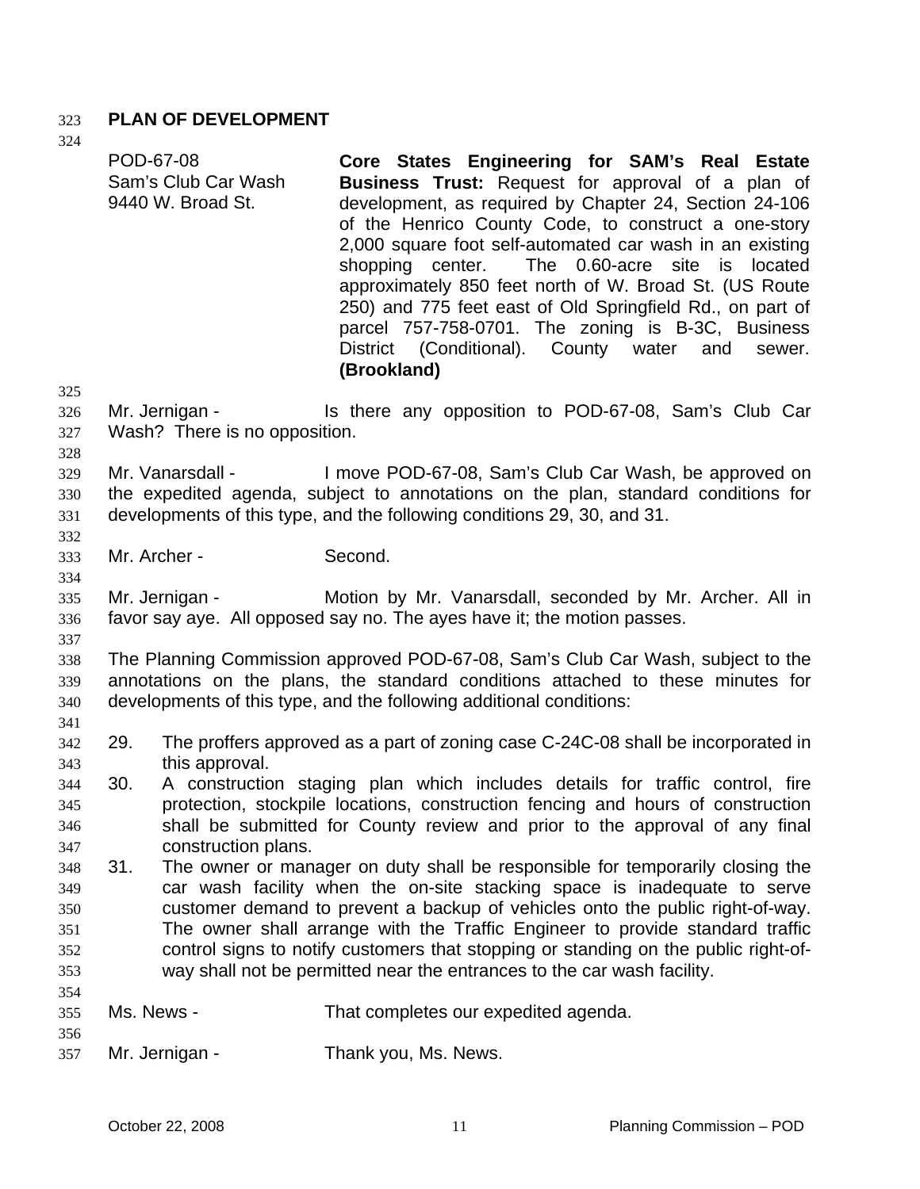**PLAN OF DEVELOPMENT**

| | |
|---|---|
| POD-67-08<br>Sam's Club Car Wash<br>9440 W. Broad St. | **Core States Engineering for SAM's Real Estate Business Trust:** Request for approval of a plan of development, as required by Chapter 24, Section 24-106 of the Henrico County Code, to construct a one-story 2,000 square foot self-automated car wash in an existing shopping center. The 0.60-acre site is located approximately 850 feet north of W. Broad St. (US Route 250) and 775 feet east of Old Springfield Rd., on part of parcel 757-758-0701. The zoning is B-3C, Business District (Conditional). County water and sewer. **(Brookland)** |

Mr. Jernigan - Is there any opposition to POD-67-08, Sam's Club Car Wash? There is no opposition.

Mr. Vanarsdall - I move POD-67-08, Sam's Club Car Wash, be approved on the expedited agenda, subject to annotations on the plan, standard conditions for developments of this type, and the following conditions 29, 30, and 31.

Mr. Archer - Second.

Mr. Jernigan - Motion by Mr. Vanarsdall, seconded by Mr. Archer. All in favor say aye. All opposed say no. The ayes have it; the motion passes.

The Planning Commission approved POD-67-08, Sam's Club Car Wash, subject to the annotations on the plans, the standard conditions attached to these minutes for developments of this type, and the following additional conditions:

29. The proffers approved as a part of zoning case C-24C-08 shall be incorporated in this approval.
30. A construction staging plan which includes details for traffic control, fire protection, stockpile locations, construction fencing and hours of construction shall be submitted for County review and prior to the approval of any final construction plans.
31. The owner or manager on duty shall be responsible for temporarily closing the car wash facility when the on-site stacking space is inadequate to serve customer demand to prevent a backup of vehicles onto the public right-of-way. The owner shall arrange with the Traffic Engineer to provide standard traffic control signs to notify customers that stopping or standing on the public right-of-way shall not be permitted near the entrances to the car wash facility.

Ms. News - That completes our expedited agenda.

Mr. Jernigan - Thank you, Ms. News.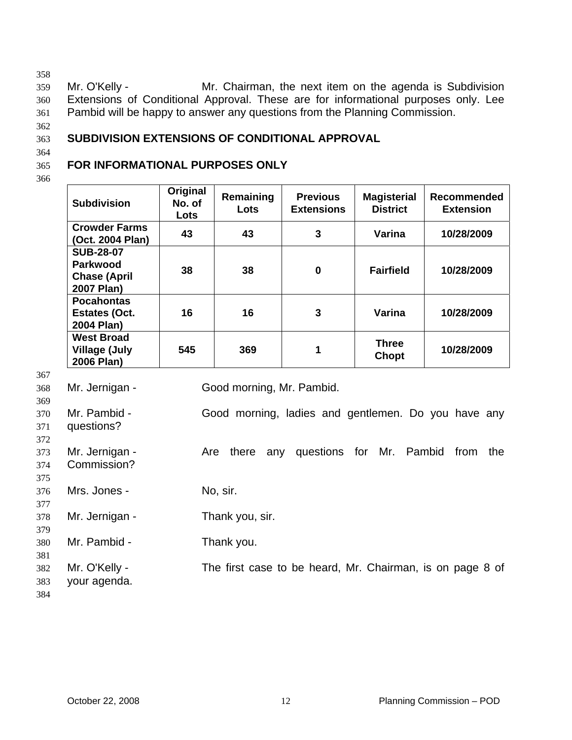Mr. O'Kelly - Mr. Chairman, the next item on the agenda is Subdivision Extensions of Conditional Approval. These are for informational purposes only. Lee Pambid will be happy to answer any questions from the Planning Commission.

**SUBDIVISION EXTENSIONS OF CONDITIONAL APPROVAL**

**FOR INFORMATIONAL PURPOSES ONLY**

| Subdivision | Original No. of Lots | Remaining Lots | Previous Extensions | Magisterial District | Recommended Extension |
|---|---|---|---|---|---|
| Crowder Farms (Oct. 2004 Plan) | 43 | 43 | 3 | Varina | 10/28/2009 |
| SUB-28-07 Parkwood Chase (April 2007 Plan) | 38 | 38 | 0 | Fairfield | 10/28/2009 |
| Pocahontas Estates (Oct. 2004 Plan) | 16 | 16 | 3 | Varina | 10/28/2009 |
| West Broad Village (July 2006 Plan) | 545 | 369 | 1 | Three Chopt | 10/28/2009 |

Mr. Jernigan - Good morning, Mr. Pambid.

Mr. Pambid - Good morning, ladies and gentlemen. Do you have any questions?

Mr. Jernigan - Are there any questions for Mr. Pambid from the Commission?

Mrs. Jones - No, sir.

Mr. Jernigan - Thank you, sir.

Mr. Pambid - Thank you.

Mr. O'Kelly - The first case to be heard, Mr. Chairman, is on page 8 of your agenda.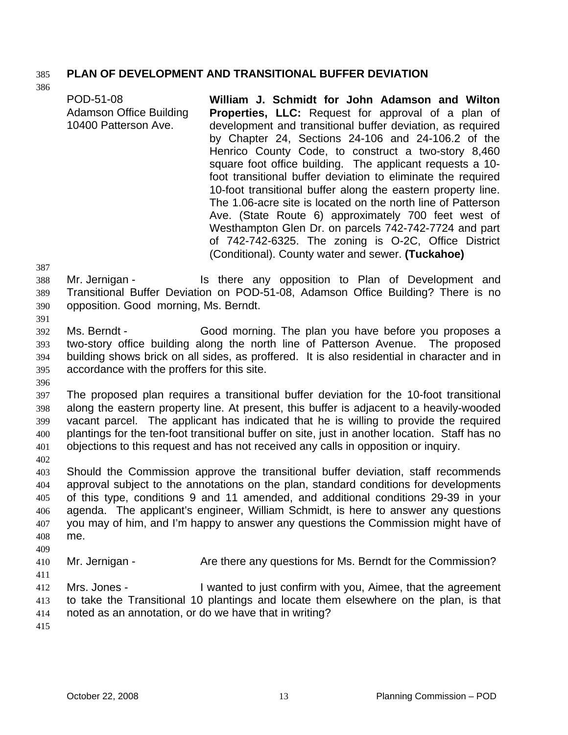## PLAN OF DEVELOPMENT AND TRANSITIONAL BUFFER DEVIATION

| | |
|---|---|
| POD-51-08<br>Adamson Office Building<br>10400 Patterson Ave. | **William J. Schmidt for John Adamson and Wilton Properties, LLC:** Request for approval of a plan of development and transitional buffer deviation, as required by Chapter 24, Sections 24-106 and 24-106.2 of the Henrico County Code, to construct a two-story 8,460 square foot office building. The applicant requests a 10-foot transitional buffer deviation to eliminate the required 10-foot transitional buffer along the eastern property line. The 1.06-acre site is located on the north line of Patterson Ave. (State Route 6) approximately 700 feet west of Westhampton Glen Dr. on parcels 742-742-7724 and part of 742-742-6325. The zoning is O-2C, Office District (Conditional). County water and sewer. **(Tuckahoe)** |

Mr. Jernigan - Is there any opposition to Plan of Development and Transitional Buffer Deviation on POD-51-08, Adamson Office Building? There is no opposition. Good morning, Ms. Berndt.

Ms. Berndt - Good morning. The plan you have before you proposes a two-story office building along the north line of Patterson Avenue. The proposed building shows brick on all sides, as proffered. It is also residential in character and in accordance with the proffers for this site.

The proposed plan requires a transitional buffer deviation for the 10-foot transitional along the eastern property line. At present, this buffer is adjacent to a heavily-wooded vacant parcel. The applicant has indicated that he is willing to provide the required plantings for the ten-foot transitional buffer on site, just in another location. Staff has no objections to this request and has not received any calls in opposition or inquiry.

Should the Commission approve the transitional buffer deviation, staff recommends approval subject to the annotations on the plan, standard conditions for developments of this type, conditions 9 and 11 amended, and additional conditions 29-39 in your agenda. The applicant's engineer, William Schmidt, is here to answer any questions you may of him, and I'm happy to answer any questions the Commission might have of me.

Mr. Jernigan - Are there any questions for Ms. Berndt for the Commission?

Mrs. Jones - I wanted to just confirm with you, Aimee, that the agreement to take the Transitional 10 plantings and locate them elsewhere on the plan, is that noted as an annotation, or do we have that in writing?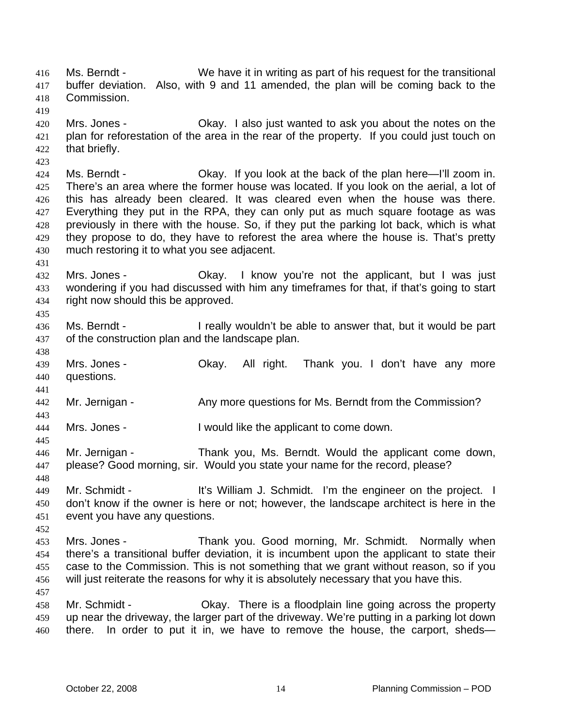Ms. Berndt - We have it in writing as part of his request for the transitional buffer deviation. Also, with 9 and 11 amended, the plan will be coming back to the Commission.

Mrs. Jones - Okay. I also just wanted to ask you about the notes on the plan for reforestation of the area in the rear of the property. If you could just touch on that briefly.

Ms. Berndt - Okay. If you look at the back of the plan here—I'll zoom in. There's an area where the former house was located. If you look on the aerial, a lot of this has already been cleared. It was cleared even when the house was there. Everything they put in the RPA, they can only put as much square footage as was previously in there with the house. So, if they put the parking lot back, which is what they propose to do, they have to reforest the area where the house is. That's pretty much restoring it to what you see adjacent.

Mrs. Jones - Okay. I know you're not the applicant, but I was just wondering if you had discussed with him any timeframes for that, if that's going to start right now should this be approved.

Ms. Berndt - I really wouldn't be able to answer that, but it would be part of the construction plan and the landscape plan.

Mrs. Jones - Okay. All right. Thank you. I don't have any more questions.

Mr. Jernigan - Any more questions for Ms. Berndt from the Commission?

Mrs. Jones - I would like the applicant to come down.

Mr. Jernigan - Thank you, Ms. Berndt. Would the applicant come down, please? Good morning, sir. Would you state your name for the record, please?

Mr. Schmidt - It's William J. Schmidt. I'm the engineer on the project. I don't know if the owner is here or not; however, the landscape architect is here in the event you have any questions.

Mrs. Jones - Thank you. Good morning, Mr. Schmidt. Normally when there's a transitional buffer deviation, it is incumbent upon the applicant to state their case to the Commission. This is not something that we grant without reason, so if you will just reiterate the reasons for why it is absolutely necessary that you have this.

Mr. Schmidt - Okay. There is a floodplain line going across the property up near the driveway, the larger part of the driveway. We're putting in a parking lot down there. In order to put it in, we have to remove the house, the carport, sheds—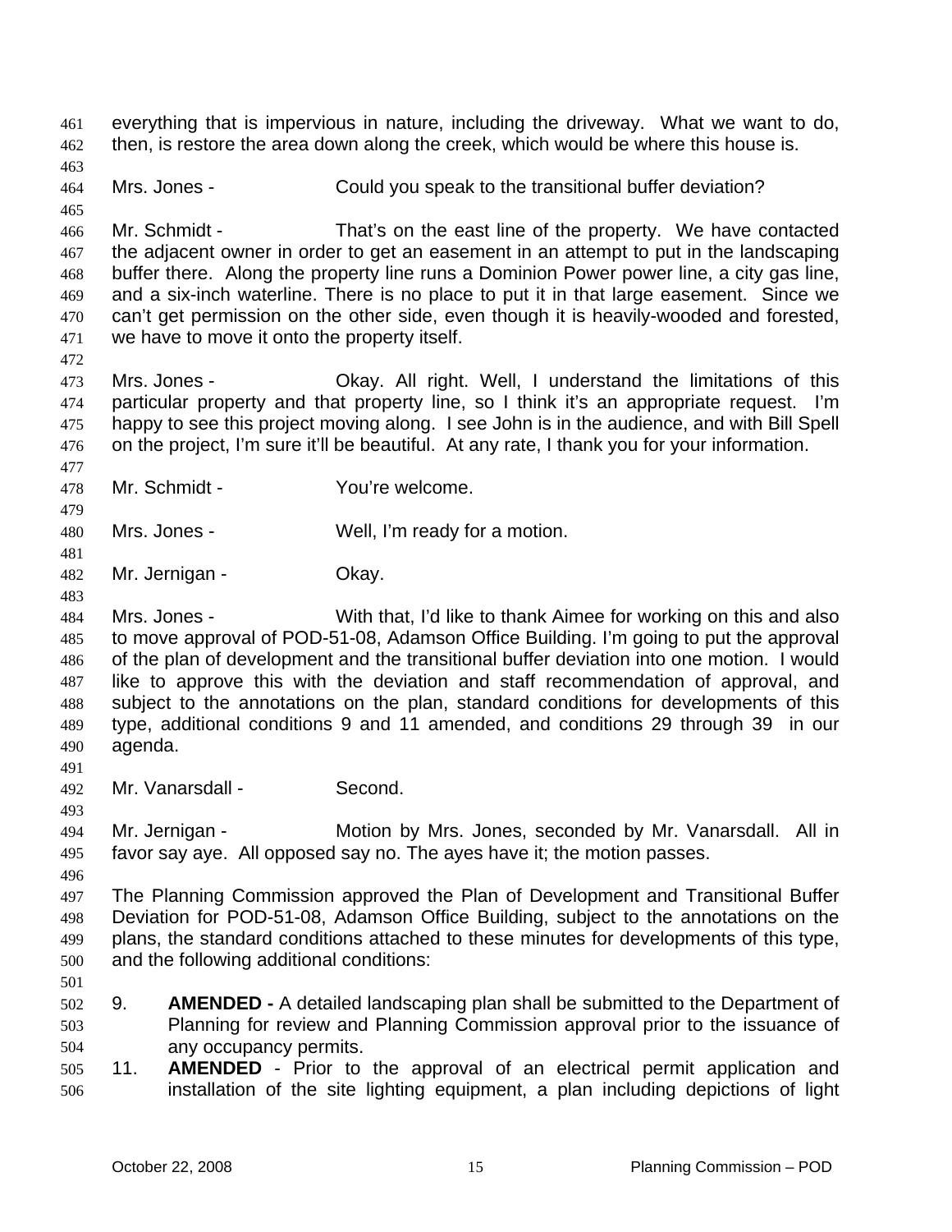everything that is impervious in nature, including the driveway. What we want to do, then, is restore the area down along the creek, which would be where this house is.

Mrs. Jones - Could you speak to the transitional buffer deviation?

Mr. Schmidt - That's on the east line of the property. We have contacted the adjacent owner in order to get an easement in an attempt to put in the landscaping buffer there. Along the property line runs a Dominion Power power line, a city gas line, and a six-inch waterline. There is no place to put it in that large easement. Since we can't get permission on the other side, even though it is heavily-wooded and forested, we have to move it onto the property itself.

Mrs. Jones - Okay. All right. Well, I understand the limitations of this particular property and that property line, so I think it's an appropriate request. I'm happy to see this project moving along. I see John is in the audience, and with Bill Spell on the project, I'm sure it'll be beautiful. At any rate, I thank you for your information.

Mr. Schmidt - You're welcome.

Mrs. Jones - Well, I'm ready for a motion.

Mr. Jernigan - Okay.

Mrs. Jones - With that, I'd like to thank Aimee for working on this and also to move approval of POD-51-08, Adamson Office Building. I'm going to put the approval of the plan of development and the transitional buffer deviation into one motion. I would like to approve this with the deviation and staff recommendation of approval, and subject to the annotations on the plan, standard conditions for developments of this type, additional conditions 9 and 11 amended, and conditions 29 through 39 in our agenda.

Mr. Vanarsdall - Second.

Mr. Jernigan - Motion by Mrs. Jones, seconded by Mr. Vanarsdall. All in favor say aye. All opposed say no. The ayes have it; the motion passes.

The Planning Commission approved the Plan of Development and Transitional Buffer Deviation for POD-51-08, Adamson Office Building, subject to the annotations on the plans, the standard conditions attached to these minutes for developments of this type, and the following additional conditions:

9. **AMENDED -** A detailed landscaping plan shall be submitted to the Department of Planning for review and Planning Commission approval prior to the issuance of any occupancy permits.
11. **AMENDED** - Prior to the approval of an electrical permit application and installation of the site lighting equipment, a plan including depictions of light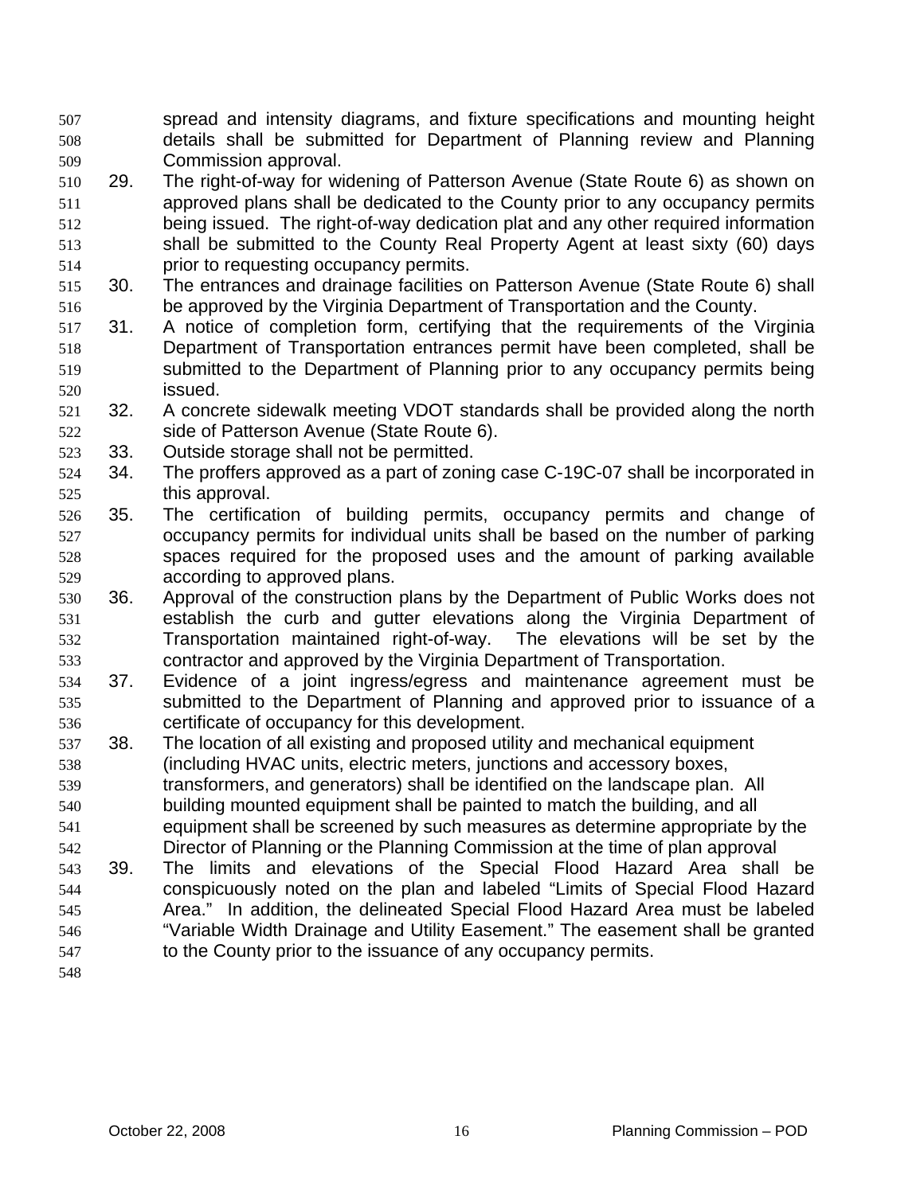spread and intensity diagrams, and fixture specifications and mounting height details shall be submitted for Department of Planning review and Planning Commission approval.

29. The right-of-way for widening of Patterson Avenue (State Route 6) as shown on approved plans shall be dedicated to the County prior to any occupancy permits being issued. The right-of-way dedication plat and any other required information shall be submitted to the County Real Property Agent at least sixty (60) days prior to requesting occupancy permits.
30. The entrances and drainage facilities on Patterson Avenue (State Route 6) shall be approved by the Virginia Department of Transportation and the County.
31. A notice of completion form, certifying that the requirements of the Virginia Department of Transportation entrances permit have been completed, shall be submitted to the Department of Planning prior to any occupancy permits being issued.
32. A concrete sidewalk meeting VDOT standards shall be provided along the north side of Patterson Avenue (State Route 6).
33. Outside storage shall not be permitted.
34. The proffers approved as a part of zoning case C-19C-07 shall be incorporated in this approval.
35. The certification of building permits, occupancy permits and change of occupancy permits for individual units shall be based on the number of parking spaces required for the proposed uses and the amount of parking available according to approved plans.
36. Approval of the construction plans by the Department of Public Works does not establish the curb and gutter elevations along the Virginia Department of Transportation maintained right-of-way. The elevations will be set by the contractor and approved by the Virginia Department of Transportation.
37. Evidence of a joint ingress/egress and maintenance agreement must be submitted to the Department of Planning and approved prior to issuance of a certificate of occupancy for this development.
38. The location of all existing and proposed utility and mechanical equipment (including HVAC units, electric meters, junctions and accessory boxes, transformers, and generators) shall be identified on the landscape plan. All building mounted equipment shall be painted to match the building, and all equipment shall be screened by such measures as determine appropriate by the Director of Planning or the Planning Commission at the time of plan approval
39. The limits and elevations of the Special Flood Hazard Area shall be conspicuously noted on the plan and labeled "Limits of Special Flood Hazard Area." In addition, the delineated Special Flood Hazard Area must be labeled "Variable Width Drainage and Utility Easement." The easement shall be granted to the County prior to the issuance of any occupancy permits.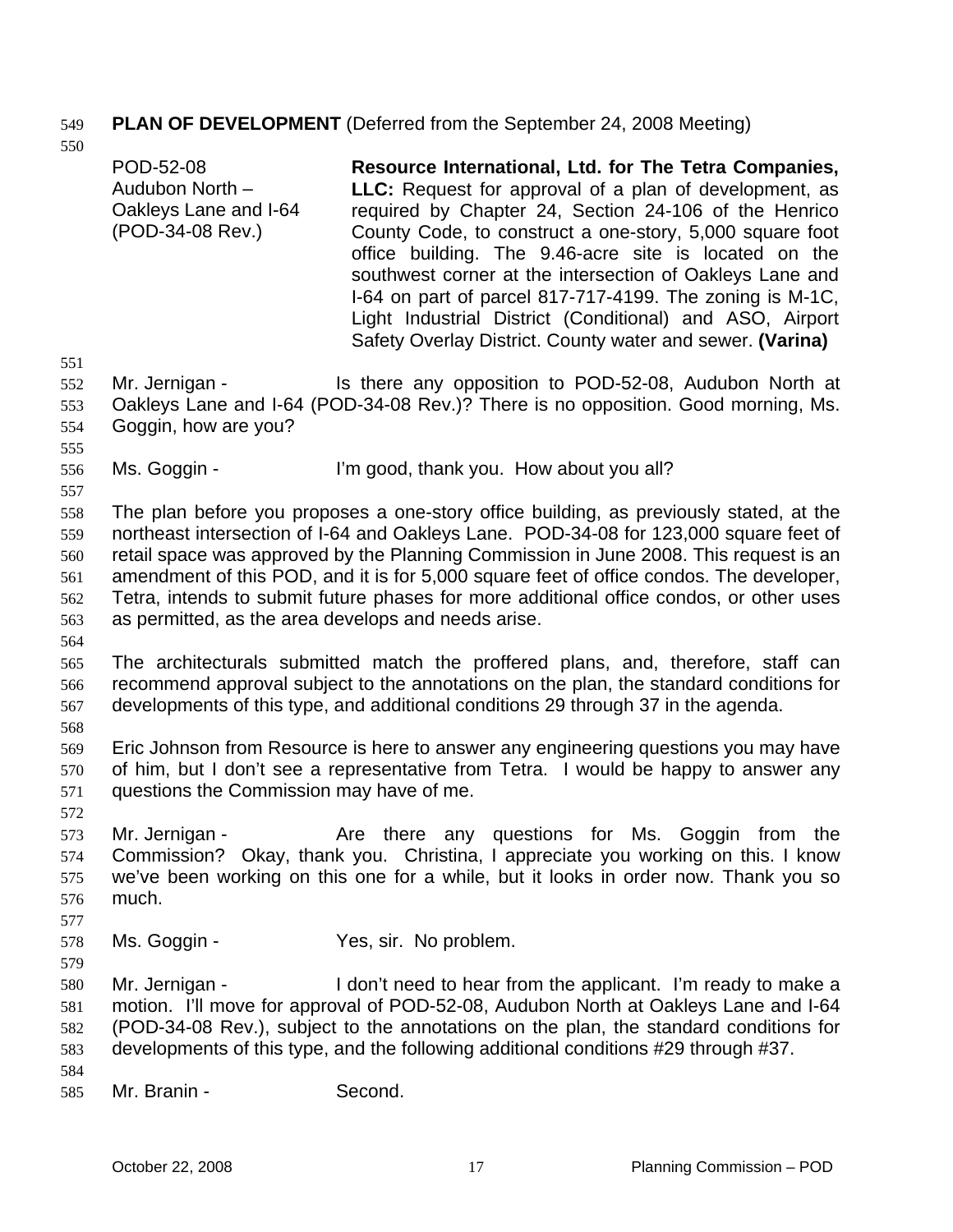**PLAN OF DEVELOPMENT** (Deferred from the September 24, 2008 Meeting)

| | |
|---|---|
| POD-52-08<br>Audubon North – Oakleys Lane and I-64<br>(POD-34-08 Rev.) | **Resource International, Ltd. for The Tetra Companies, LLC:** Request for approval of a plan of development, as required by Chapter 24, Section 24-106 of the Henrico County Code, to construct a one-story, 5,000 square foot office building. The 9.46-acre site is located on the southwest corner at the intersection of Oakleys Lane and I-64 on part of parcel 817-717-4199. The zoning is M-1C, Light Industrial District (Conditional) and ASO, Airport Safety Overlay District. County water and sewer. **(Varina)** |

Mr. Jernigan - Is there any opposition to POD-52-08, Audubon North at Oakleys Lane and I-64 (POD-34-08 Rev.)? There is no opposition. Good morning, Ms. Goggin, how are you?

Ms. Goggin - I'm good, thank you. How about you all?

The plan before you proposes a one-story office building, as previously stated, at the northeast intersection of I-64 and Oakleys Lane. POD-34-08 for 123,000 square feet of retail space was approved by the Planning Commission in June 2008. This request is an amendment of this POD, and it is for 5,000 square feet of office condos. The developer, Tetra, intends to submit future phases for more additional office condos, or other uses as permitted, as the area develops and needs arise.

The architecturals submitted match the proffered plans, and, therefore, staff can recommend approval subject to the annotations on the plan, the standard conditions for developments of this type, and additional conditions 29 through 37 in the agenda.

Eric Johnson from Resource is here to answer any engineering questions you may have of him, but I don't see a representative from Tetra. I would be happy to answer any questions the Commission may have of me.

Mr. Jernigan - Are there any questions for Ms. Goggin from the Commission? Okay, thank you. Christina, I appreciate you working on this. I know we've been working on this one for a while, but it looks in order now. Thank you so much.

Ms. Goggin - Yes, sir. No problem.

Mr. Jernigan - I don't need to hear from the applicant. I'm ready to make a motion. I'll move for approval of POD-52-08, Audubon North at Oakleys Lane and I-64 (POD-34-08 Rev.), subject to the annotations on the plan, the standard conditions for developments of this type, and the following additional conditions #29 through #37.

Mr. Branin - Second.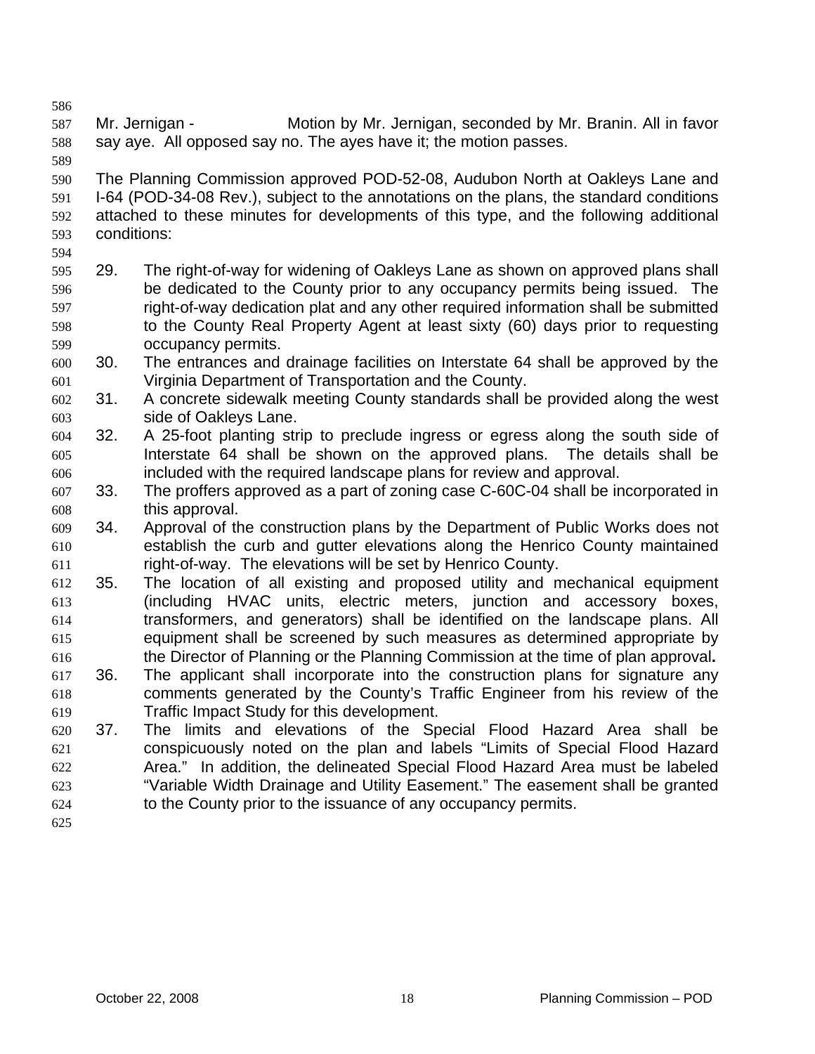Mr. Jernigan - Motion by Mr. Jernigan, seconded by Mr. Branin. All in favor say aye. All opposed say no. The ayes have it; the motion passes.

The Planning Commission approved POD-52-08, Audubon North at Oakleys Lane and I-64 (POD-34-08 Rev.), subject to the annotations on the plans, the standard conditions attached to these minutes for developments of this type, and the following additional conditions:

29. The right-of-way for widening of Oakleys Lane as shown on approved plans shall be dedicated to the County prior to any occupancy permits being issued. The right-of-way dedication plat and any other required information shall be submitted to the County Real Property Agent at least sixty (60) days prior to requesting occupancy permits.
30. The entrances and drainage facilities on Interstate 64 shall be approved by the Virginia Department of Transportation and the County.
31. A concrete sidewalk meeting County standards shall be provided along the west side of Oakleys Lane.
32. A 25-foot planting strip to preclude ingress or egress along the south side of Interstate 64 shall be shown on the approved plans. The details shall be included with the required landscape plans for review and approval.
33. The proffers approved as a part of zoning case C-60C-04 shall be incorporated in this approval.
34. Approval of the construction plans by the Department of Public Works does not establish the curb and gutter elevations along the Henrico County maintained right-of-way. The elevations will be set by Henrico County.
35. The location of all existing and proposed utility and mechanical equipment (including HVAC units, electric meters, junction and accessory boxes, transformers, and generators) shall be identified on the landscape plans. All equipment shall be screened by such measures as determined appropriate by the Director of Planning or the Planning Commission at the time of plan approval.
36. The applicant shall incorporate into the construction plans for signature any comments generated by the County's Traffic Engineer from his review of the Traffic Impact Study for this development.
37. The limits and elevations of the Special Flood Hazard Area shall be conspicuously noted on the plan and labels "Limits of Special Flood Hazard Area." In addition, the delineated Special Flood Hazard Area must be labeled "Variable Width Drainage and Utility Easement." The easement shall be granted to the County prior to the issuance of any occupancy permits.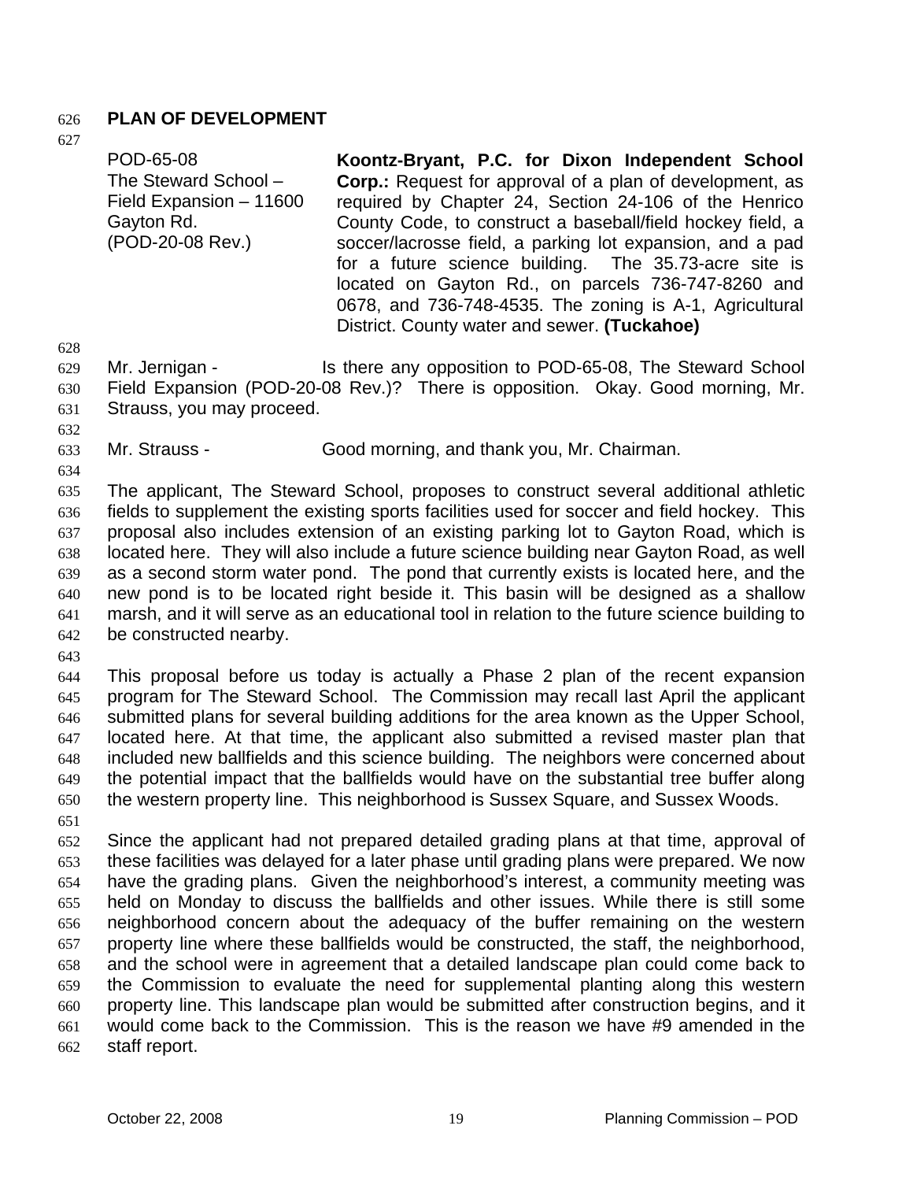## PLAN OF DEVELOPMENT

| | |
|---|---|
| POD-65-08<br>The Steward School – Field Expansion – 11600 Gayton Rd.<br>(POD-20-08 Rev.) | **Koontz-Bryant, P.C. for Dixon Independent School Corp.:** Request for approval of a plan of development, as required by Chapter 24, Section 24-106 of the Henrico County Code, to construct a baseball/field hockey field, a soccer/lacrosse field, a parking lot expansion, and a pad for a future science building. The 35.73-acre site is located on Gayton Rd., on parcels 736-747-8260 and 0678, and 736-748-4535. The zoning is A-1, Agricultural District. County water and sewer. **(Tuckahoe)** |

Mr. Jernigan - Is there any opposition to POD-65-08, The Steward School Field Expansion (POD-20-08 Rev.)? There is opposition. Okay. Good morning, Mr. Strauss, you may proceed.

Mr. Strauss - Good morning, and thank you, Mr. Chairman.

The applicant, The Steward School, proposes to construct several additional athletic fields to supplement the existing sports facilities used for soccer and field hockey. This proposal also includes extension of an existing parking lot to Gayton Road, which is located here. They will also include a future science building near Gayton Road, as well as a second storm water pond. The pond that currently exists is located here, and the new pond is to be located right beside it. This basin will be designed as a shallow marsh, and it will serve as an educational tool in relation to the future science building to be constructed nearby.

This proposal before us today is actually a Phase 2 plan of the recent expansion program for The Steward School. The Commission may recall last April the applicant submitted plans for several building additions for the area known as the Upper School, located here. At that time, the applicant also submitted a revised master plan that included new ballfields and this science building. The neighbors were concerned about the potential impact that the ballfields would have on the substantial tree buffer along the western property line. This neighborhood is Sussex Square, and Sussex Woods.

Since the applicant had not prepared detailed grading plans at that time, approval of these facilities was delayed for a later phase until grading plans were prepared. We now have the grading plans. Given the neighborhood's interest, a community meeting was held on Monday to discuss the ballfields and other issues. While there is still some neighborhood concern about the adequacy of the buffer remaining on the western property line where these ballfields would be constructed, the staff, the neighborhood, and the school were in agreement that a detailed landscape plan could come back to the Commission to evaluate the need for supplemental planting along this western property line. This landscape plan would be submitted after construction begins, and it would come back to the Commission. This is the reason we have #9 amended in the staff report.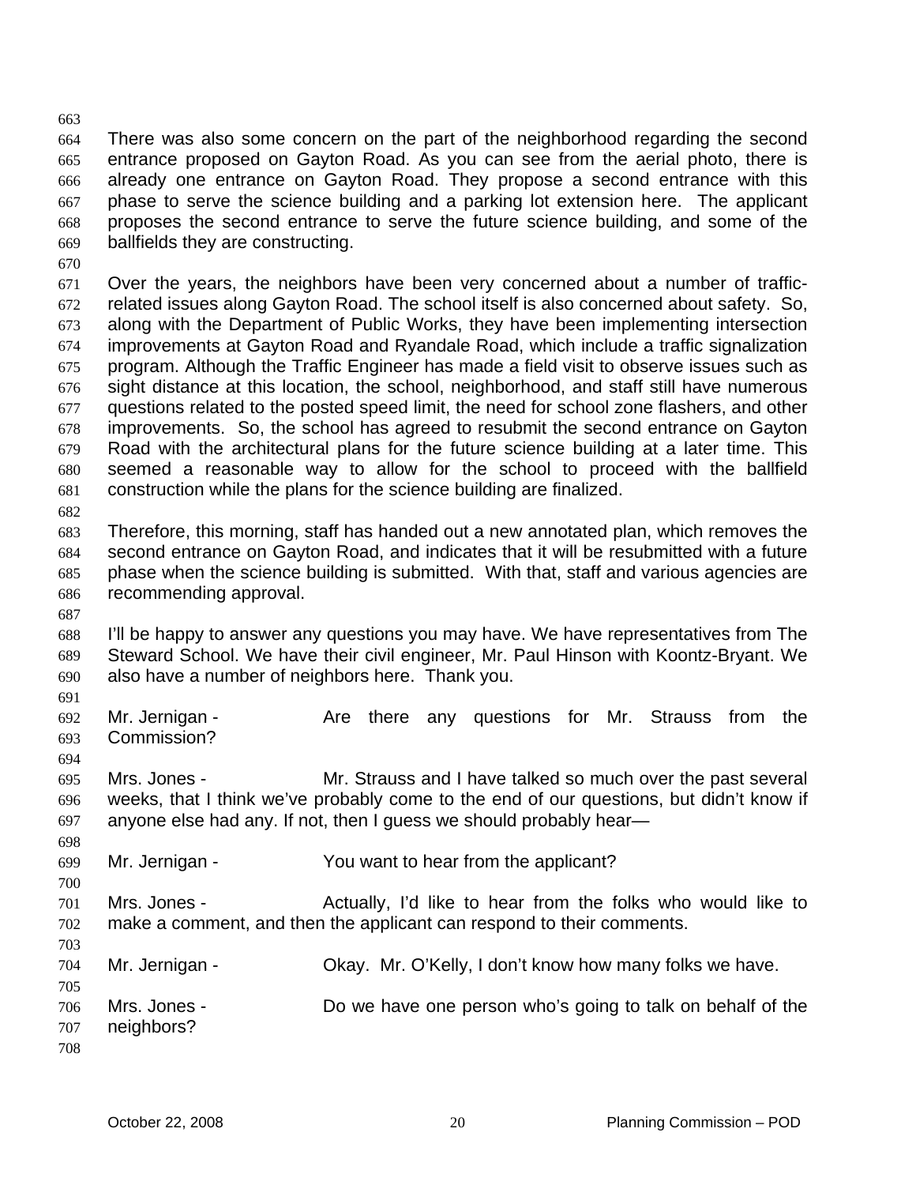There was also some concern on the part of the neighborhood regarding the second entrance proposed on Gayton Road. As you can see from the aerial photo, there is already one entrance on Gayton Road. They propose a second entrance with this phase to serve the science building and a parking lot extension here. The applicant proposes the second entrance to serve the future science building, and some of the ballfields they are constructing.

Over the years, the neighbors have been very concerned about a number of traffic-related issues along Gayton Road. The school itself is also concerned about safety. So, along with the Department of Public Works, they have been implementing intersection improvements at Gayton Road and Ryandale Road, which include a traffic signalization program. Although the Traffic Engineer has made a field visit to observe issues such as sight distance at this location, the school, neighborhood, and staff still have numerous questions related to the posted speed limit, the need for school zone flashers, and other improvements. So, the school has agreed to resubmit the second entrance on Gayton Road with the architectural plans for the future science building at a later time. This seemed a reasonable way to allow for the school to proceed with the ballfield construction while the plans for the science building are finalized.

Therefore, this morning, staff has handed out a new annotated plan, which removes the second entrance on Gayton Road, and indicates that it will be resubmitted with a future phase when the science building is submitted. With that, staff and various agencies are recommending approval.

I'll be happy to answer any questions you may have. We have representatives from The Steward School. We have their civil engineer, Mr. Paul Hinson with Koontz-Bryant. We also have a number of neighbors here. Thank you.

Mr. Jernigan - Are there any questions for Mr. Strauss from the Commission?

Mrs. Jones - Mr. Strauss and I have talked so much over the past several weeks, that I think we've probably come to the end of our questions, but didn't know if anyone else had any. If not, then I guess we should probably hear—

Mr. Jernigan - You want to hear from the applicant?

Mrs. Jones - Actually, I'd like to hear from the folks who would like to make a comment, and then the applicant can respond to their comments.

Mr. Jernigan - Okay. Mr. O'Kelly, I don't know how many folks we have.

Mrs. Jones - Do we have one person who's going to talk on behalf of the neighbors?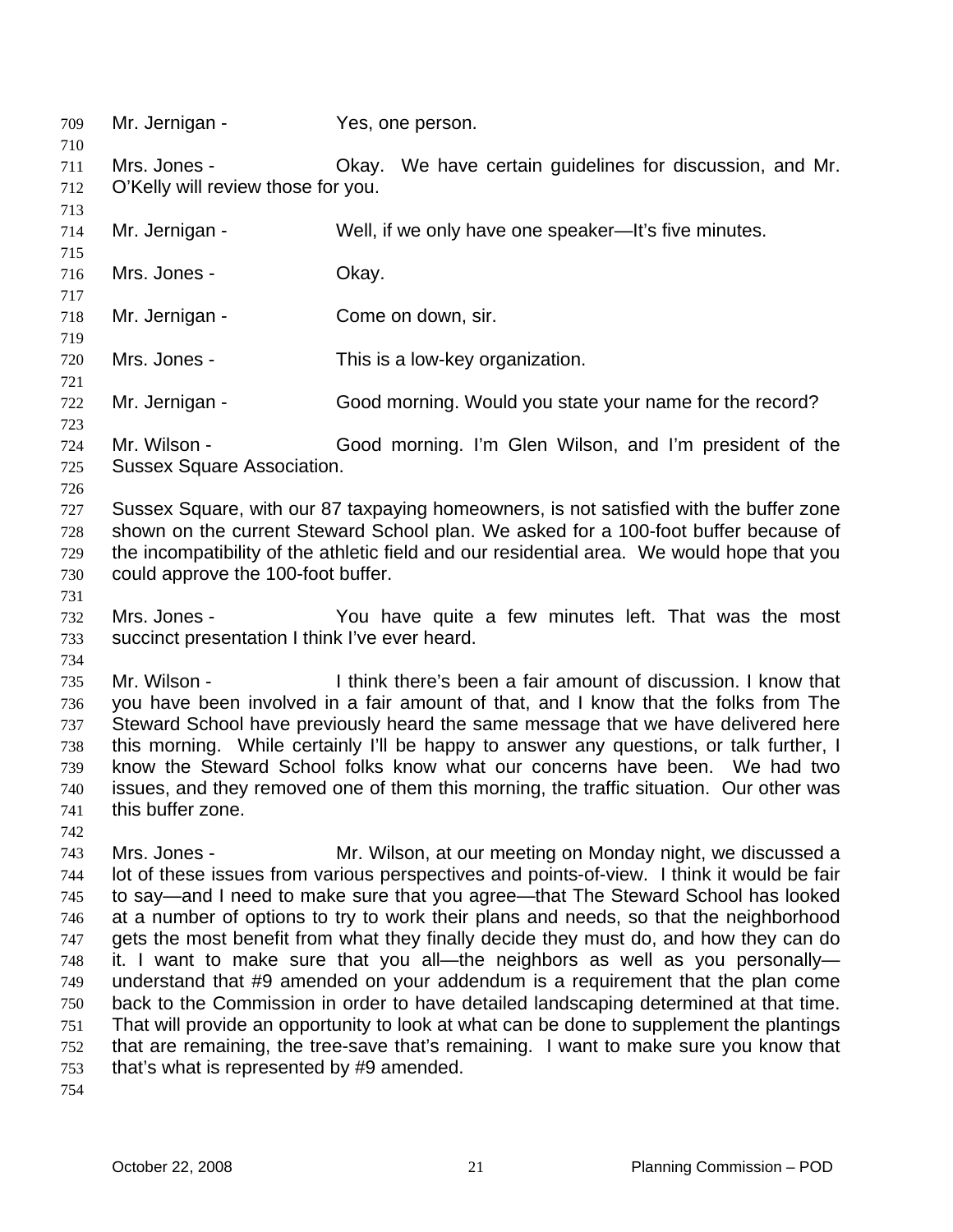Mr. Jernigan - Yes, one person.

Mrs. Jones - Okay. We have certain guidelines for discussion, and Mr. O'Kelly will review those for you.

Mr. Jernigan - Well, if we only have one speaker—It's five minutes.

Mrs. Jones - Okay.

Mr. Jernigan - Come on down, sir.

Mrs. Jones - This is a low-key organization.

Mr. Jernigan - Good morning. Would you state your name for the record?

Mr. Wilson - Good morning. I'm Glen Wilson, and I'm president of the Sussex Square Association.

Sussex Square, with our 87 taxpaying homeowners, is not satisfied with the buffer zone shown on the current Steward School plan. We asked for a 100-foot buffer because of the incompatibility of the athletic field and our residential area. We would hope that you could approve the 100-foot buffer.

Mrs. Jones - You have quite a few minutes left. That was the most succinct presentation I think I've ever heard.

Mr. Wilson - I think there's been a fair amount of discussion. I know that you have been involved in a fair amount of that, and I know that the folks from The Steward School have previously heard the same message that we have delivered here this morning. While certainly I'll be happy to answer any questions, or talk further, I know the Steward School folks know what our concerns have been. We had two issues, and they removed one of them this morning, the traffic situation. Our other was this buffer zone.

Mrs. Jones - Mr. Wilson, at our meeting on Monday night, we discussed a lot of these issues from various perspectives and points-of-view. I think it would be fair to say—and I need to make sure that you agree—that The Steward School has looked at a number of options to try to work their plans and needs, so that the neighborhood gets the most benefit from what they finally decide they must do, and how they can do it. I want to make sure that you all—the neighbors as well as you personally—understand that #9 amended on your addendum is a requirement that the plan come back to the Commission in order to have detailed landscaping determined at that time. That will provide an opportunity to look at what can be done to supplement the plantings that are remaining, the tree-save that's remaining. I want to make sure you know that that's what is represented by #9 amended.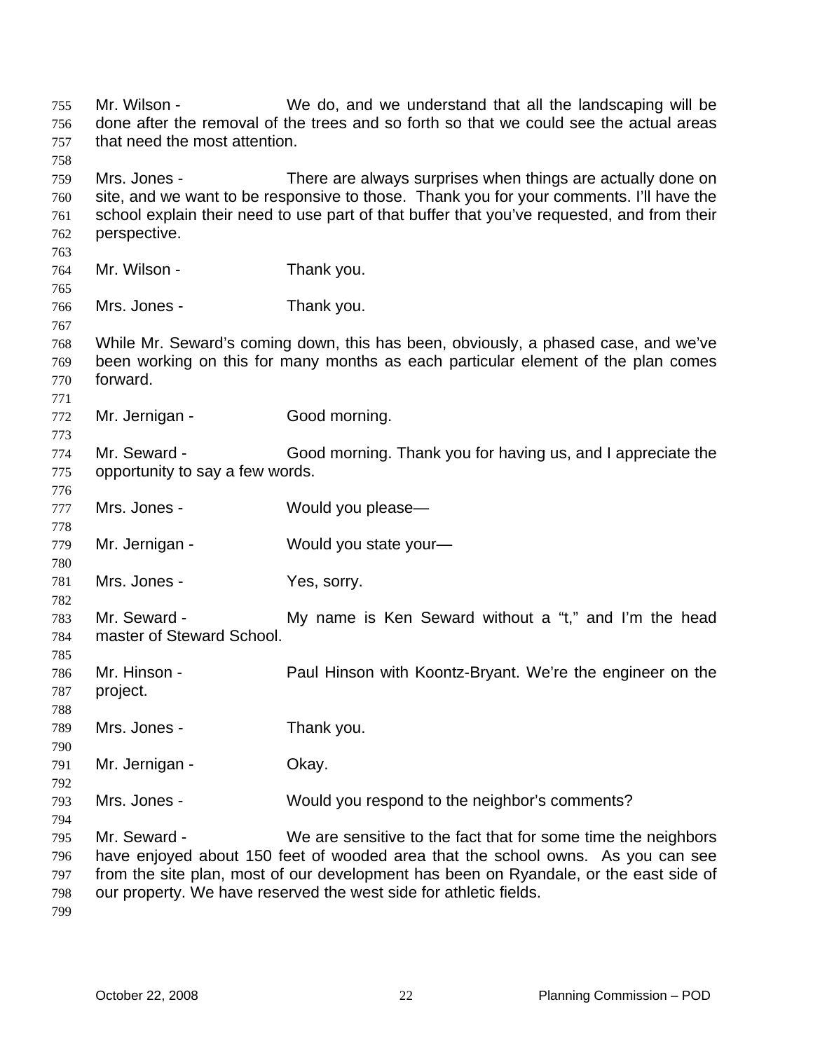Mr. Wilson - We do, and we understand that all the landscaping will be done after the removal of the trees and so forth so that we could see the actual areas that need the most attention.

Mrs. Jones - There are always surprises when things are actually done on site, and we want to be responsive to those. Thank you for your comments. I'll have the school explain their need to use part of that buffer that you've requested, and from their perspective.

Mr. Wilson - Thank you.

Mrs. Jones - Thank you.

While Mr. Seward's coming down, this has been, obviously, a phased case, and we've been working on this for many months as each particular element of the plan comes forward.

Mr. Jernigan - Good morning.

Mr. Seward - Good morning. Thank you for having us, and I appreciate the opportunity to say a few words.

Mrs. Jones - Would you please—

Mr. Jernigan - Would you state your—

Mrs. Jones - Yes, sorry.

Mr. Seward - My name is Ken Seward without a "t," and I'm the head master of Steward School.

Mr. Hinson - Paul Hinson with Koontz-Bryant. We're the engineer on the project.

Mrs. Jones - Thank you.

Mr. Jernigan - Okay.

Mrs. Jones - Would you respond to the neighbor's comments?

Mr. Seward - We are sensitive to the fact that for some time the neighbors have enjoyed about 150 feet of wooded area that the school owns. As you can see from the site plan, most of our development has been on Ryandale, or the east side of our property. We have reserved the west side for athletic fields.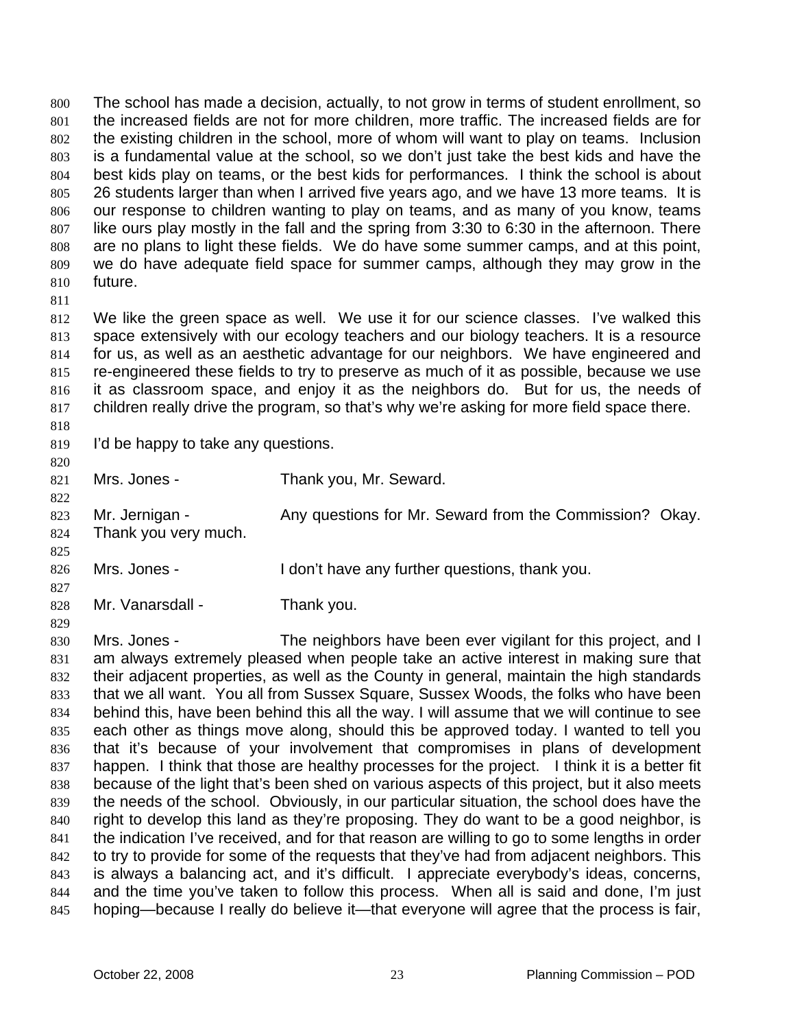The school has made a decision, actually, to not grow in terms of student enrollment, so the increased fields are not for more children, more traffic. The increased fields are for the existing children in the school, more of whom will want to play on teams. Inclusion is a fundamental value at the school, so we don't just take the best kids and have the best kids play on teams, or the best kids for performances. I think the school is about 26 students larger than when I arrived five years ago, and we have 13 more teams. It is our response to children wanting to play on teams, and as many of you know, teams like ours play mostly in the fall and the spring from 3:30 to 6:30 in the afternoon. There are no plans to light these fields. We do have some summer camps, and at this point, we do have adequate field space for summer camps, although they may grow in the future.

We like the green space as well. We use it for our science classes. I've walked this space extensively with our ecology teachers and our biology teachers. It is a resource for us, as well as an aesthetic advantage for our neighbors. We have engineered and re-engineered these fields to try to preserve as much of it as possible, because we use it as classroom space, and enjoy it as the neighbors do. But for us, the needs of children really drive the program, so that's why we're asking for more field space there.

I'd be happy to take any questions.

Mrs. Jones - Thank you, Mr. Seward.

Mr. Jernigan - Any questions for Mr. Seward from the Commission? Okay. Thank you very much.

Mrs. Jones - I don't have any further questions, thank you.

Mr. Vanarsdall - Thank you.

Mrs. Jones - The neighbors have been ever vigilant for this project, and I am always extremely pleased when people take an active interest in making sure that their adjacent properties, as well as the County in general, maintain the high standards that we all want. You all from Sussex Square, Sussex Woods, the folks who have been behind this, have been behind this all the way. I will assume that we will continue to see each other as things move along, should this be approved today. I wanted to tell you that it's because of your involvement that compromises in plans of development happen. I think that those are healthy processes for the project. I think it is a better fit because of the light that's been shed on various aspects of this project, but it also meets the needs of the school. Obviously, in our particular situation, the school does have the right to develop this land as they're proposing. They do want to be a good neighbor, is the indication I've received, and for that reason are willing to go to some lengths in order to try to provide for some of the requests that they've had from adjacent neighbors. This is always a balancing act, and it's difficult. I appreciate everybody's ideas, concerns, and the time you've taken to follow this process. When all is said and done, I'm just hoping—because I really do believe it—that everyone will agree that the process is fair,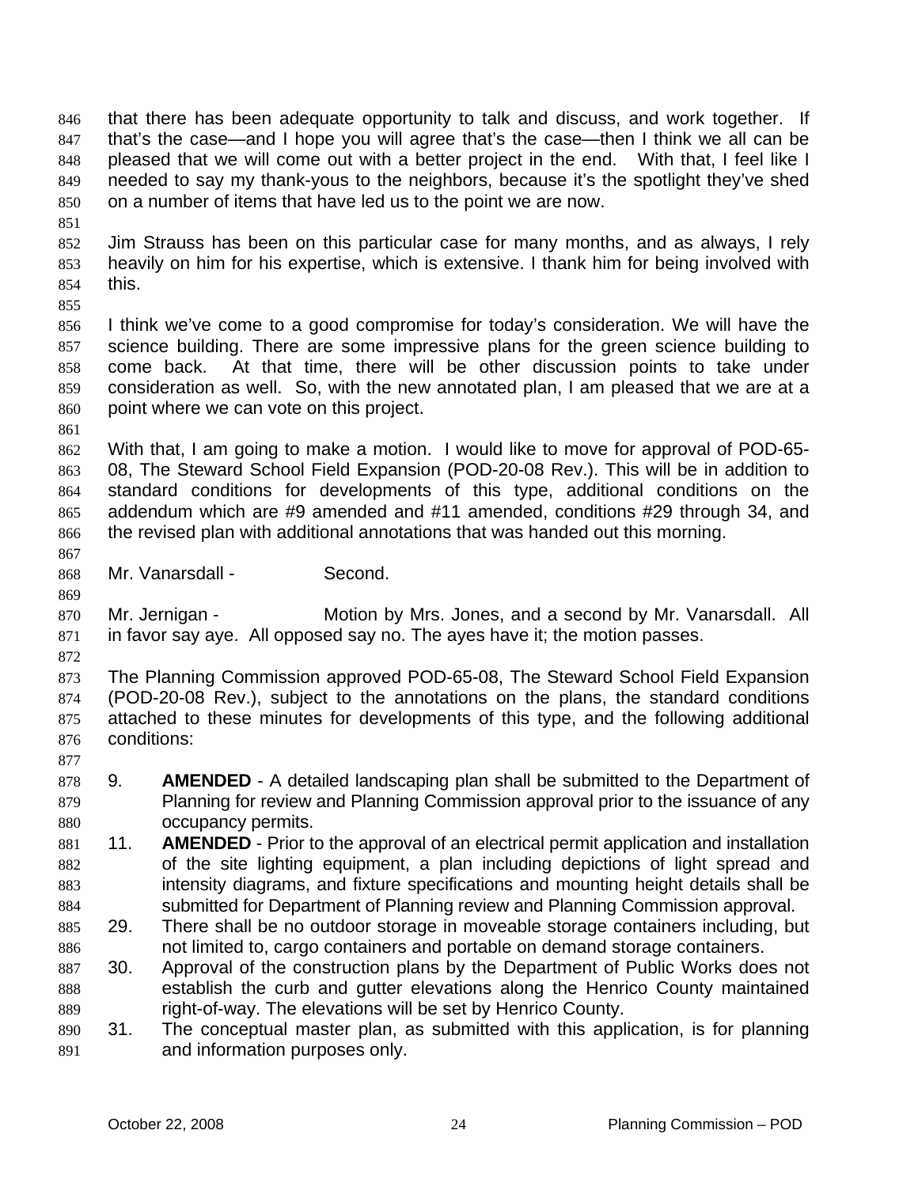that there has been adequate opportunity to talk and discuss, and work together. If that's the case—and I hope you will agree that's the case—then I think we all can be pleased that we will come out with a better project in the end. With that, I feel like I needed to say my thank-yous to the neighbors, because it's the spotlight they've shed on a number of items that have led us to the point we are now.

Jim Strauss has been on this particular case for many months, and as always, I rely heavily on him for his expertise, which is extensive. I thank him for being involved with this.

I think we've come to a good compromise for today's consideration. We will have the science building. There are some impressive plans for the green science building to come back. At that time, there will be other discussion points to take under consideration as well. So, with the new annotated plan, I am pleased that we are at a point where we can vote on this project.

With that, I am going to make a motion. I would like to move for approval of POD-65-08, The Steward School Field Expansion (POD-20-08 Rev.). This will be in addition to standard conditions for developments of this type, additional conditions on the addendum which are #9 amended and #11 amended, conditions #29 through 34, and the revised plan with additional annotations that was handed out this morning.

Mr. Vanarsdall - Second.

Mr. Jernigan - Motion by Mrs. Jones, and a second by Mr. Vanarsdall. All in favor say aye. All opposed say no. The ayes have it; the motion passes.

The Planning Commission approved POD-65-08, The Steward School Field Expansion (POD-20-08 Rev.), subject to the annotations on the plans, the standard conditions attached to these minutes for developments of this type, and the following additional conditions:

9. **AMENDED** - A detailed landscaping plan shall be submitted to the Department of Planning for review and Planning Commission approval prior to the issuance of any occupancy permits.
11. **AMENDED** - Prior to the approval of an electrical permit application and installation of the site lighting equipment, a plan including depictions of light spread and intensity diagrams, and fixture specifications and mounting height details shall be submitted for Department of Planning review and Planning Commission approval.
29. There shall be no outdoor storage in moveable storage containers including, but not limited to, cargo containers and portable on demand storage containers.
30. Approval of the construction plans by the Department of Public Works does not establish the curb and gutter elevations along the Henrico County maintained right-of-way. The elevations will be set by Henrico County.
31. The conceptual master plan, as submitted with this application, is for planning and information purposes only.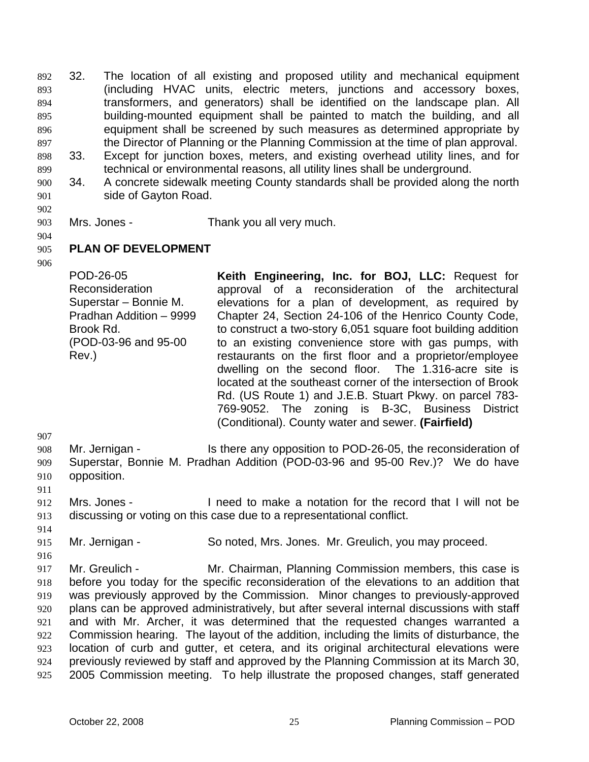32. The location of all existing and proposed utility and mechanical equipment (including HVAC units, electric meters, junctions and accessory boxes, transformers, and generators) shall be identified on the landscape plan. All building-mounted equipment shall be painted to match the building, and all equipment shall be screened by such measures as determined appropriate by the Director of Planning or the Planning Commission at the time of plan approval.
33. Except for junction boxes, meters, and existing overhead utility lines, and for technical or environmental reasons, all utility lines shall be underground.
34. A concrete sidewalk meeting County standards shall be provided along the north side of Gayton Road.

Mrs. Jones - Thank you all very much.

## PLAN OF DEVELOPMENT

POD-26-05 Reconsideration Superstar – Bonnie M. Pradhan Addition – 9999 Brook Rd. (POD-03-96 and 95-00 Rev.)

**Keith Engineering, Inc. for BOJ, LLC:** Request for approval of a reconsideration of the architectural elevations for a plan of development, as required by Chapter 24, Section 24-106 of the Henrico County Code, to construct a two-story 6,051 square foot building addition to an existing convenience store with gas pumps, with restaurants on the first floor and a proprietor/employee dwelling on the second floor. The 1.316-acre site is located at the southeast corner of the intersection of Brook Rd. (US Route 1) and J.E.B. Stuart Pkwy. on parcel 783-769-9052. The zoning is B-3C, Business District (Conditional). County water and sewer. **(Fairfield)**

Mr. Jernigan - Is there any opposition to POD-26-05, the reconsideration of Superstar, Bonnie M. Pradhan Addition (POD-03-96 and 95-00 Rev.)? We do have opposition.

Mrs. Jones - I need to make a notation for the record that I will not be discussing or voting on this case due to a representational conflict.

Mr. Jernigan - So noted, Mrs. Jones. Mr. Greulich, you may proceed.

Mr. Greulich - Mr. Chairman, Planning Commission members, this case is before you today for the specific reconsideration of the elevations to an addition that was previously approved by the Commission. Minor changes to previously-approved plans can be approved administratively, but after several internal discussions with staff and with Mr. Archer, it was determined that the requested changes warranted a Commission hearing. The layout of the addition, including the limits of disturbance, the location of curb and gutter, et cetera, and its original architectural elevations were previously reviewed by staff and approved by the Planning Commission at its March 30, 2005 Commission meeting. To help illustrate the proposed changes, staff generated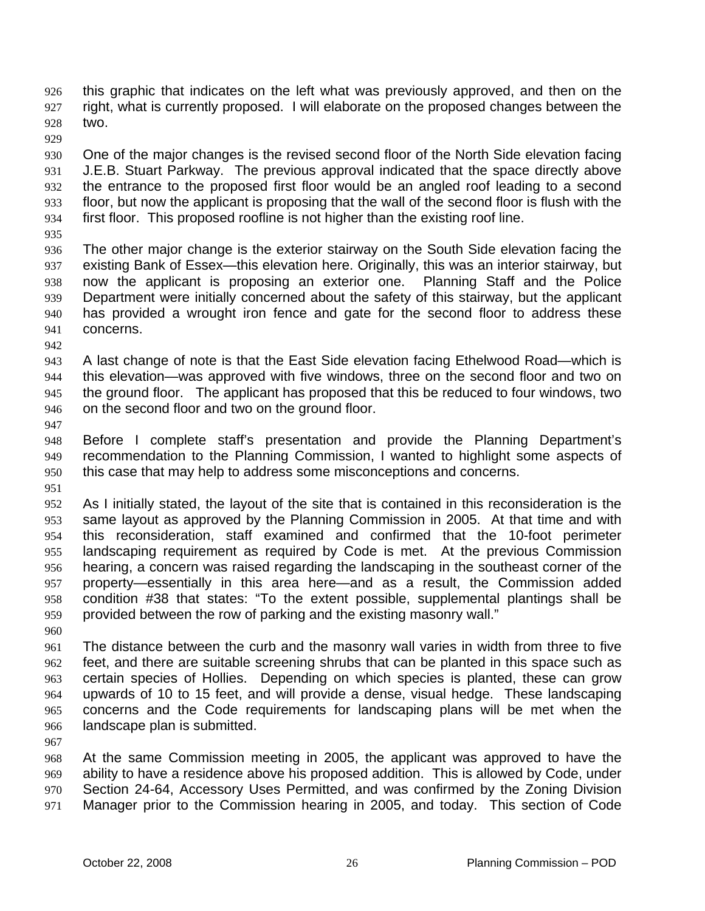this graphic that indicates on the left what was previously approved, and then on the right, what is currently proposed. I will elaborate on the proposed changes between the two.

One of the major changes is the revised second floor of the North Side elevation facing J.E.B. Stuart Parkway. The previous approval indicated that the space directly above the entrance to the proposed first floor would be an angled roof leading to a second floor, but now the applicant is proposing that the wall of the second floor is flush with the first floor. This proposed roofline is not higher than the existing roof line.

The other major change is the exterior stairway on the South Side elevation facing the existing Bank of Essex—this elevation here. Originally, this was an interior stairway, but now the applicant is proposing an exterior one. Planning Staff and the Police Department were initially concerned about the safety of this stairway, but the applicant has provided a wrought iron fence and gate for the second floor to address these concerns.

A last change of note is that the East Side elevation facing Ethelwood Road—which is this elevation—was approved with five windows, three on the second floor and two on the ground floor. The applicant has proposed that this be reduced to four windows, two on the second floor and two on the ground floor.

Before I complete staff's presentation and provide the Planning Department's recommendation to the Planning Commission, I wanted to highlight some aspects of this case that may help to address some misconceptions and concerns.

As I initially stated, the layout of the site that is contained in this reconsideration is the same layout as approved by the Planning Commission in 2005. At that time and with this reconsideration, staff examined and confirmed that the 10-foot perimeter landscaping requirement as required by Code is met. At the previous Commission hearing, a concern was raised regarding the landscaping in the southeast corner of the property—essentially in this area here—and as a result, the Commission added condition #38 that states: "To the extent possible, supplemental plantings shall be provided between the row of parking and the existing masonry wall."

The distance between the curb and the masonry wall varies in width from three to five feet, and there are suitable screening shrubs that can be planted in this space such as certain species of Hollies. Depending on which species is planted, these can grow upwards of 10 to 15 feet, and will provide a dense, visual hedge. These landscaping concerns and the Code requirements for landscaping plans will be met when the landscape plan is submitted.

At the same Commission meeting in 2005, the applicant was approved to have the ability to have a residence above his proposed addition. This is allowed by Code, under Section 24-64, Accessory Uses Permitted, and was confirmed by the Zoning Division Manager prior to the Commission hearing in 2005, and today. This section of Code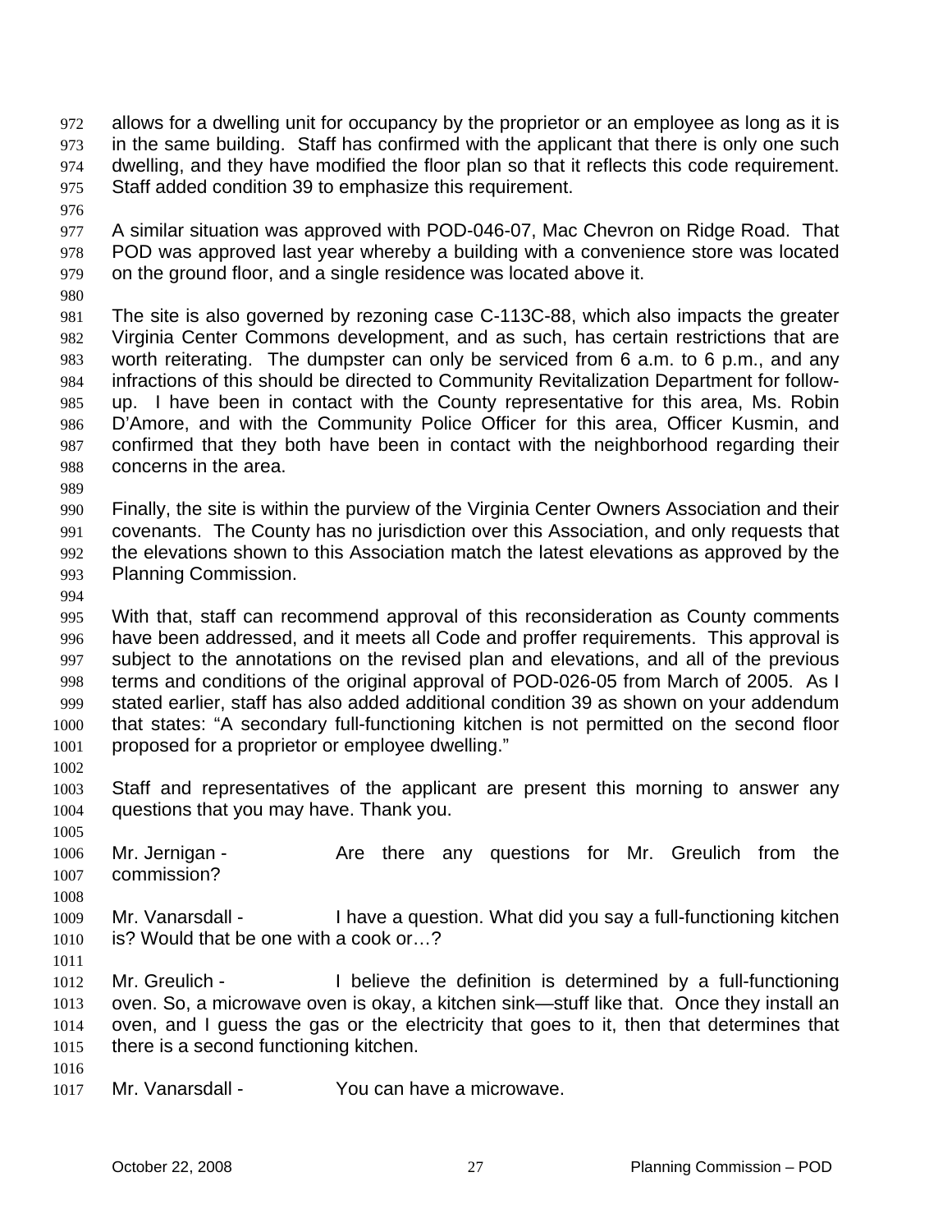allows for a dwelling unit for occupancy by the proprietor or an employee as long as it is in the same building. Staff has confirmed with the applicant that there is only one such dwelling, and they have modified the floor plan so that it reflects this code requirement. Staff added condition 39 to emphasize this requirement.

A similar situation was approved with POD-046-07, Mac Chevron on Ridge Road. That POD was approved last year whereby a building with a convenience store was located on the ground floor, and a single residence was located above it.

The site is also governed by rezoning case C-113C-88, which also impacts the greater Virginia Center Commons development, and as such, has certain restrictions that are worth reiterating. The dumpster can only be serviced from 6 a.m. to 6 p.m., and any infractions of this should be directed to Community Revitalization Department for follow-up. I have been in contact with the County representative for this area, Ms. Robin D'Amore, and with the Community Police Officer for this area, Officer Kusmin, and confirmed that they both have been in contact with the neighborhood regarding their concerns in the area.

Finally, the site is within the purview of the Virginia Center Owners Association and their covenants. The County has no jurisdiction over this Association, and only requests that the elevations shown to this Association match the latest elevations as approved by the Planning Commission.

With that, staff can recommend approval of this reconsideration as County comments have been addressed, and it meets all Code and proffer requirements. This approval is subject to the annotations on the revised plan and elevations, and all of the previous terms and conditions of the original approval of POD-026-05 from March of 2005. As I stated earlier, staff has also added additional condition 39 as shown on your addendum that states: "A secondary full-functioning kitchen is not permitted on the second floor proposed for a proprietor or employee dwelling."

Staff and representatives of the applicant are present this morning to answer any questions that you may have. Thank you.

Mr. Jernigan - Are there any questions for Mr. Greulich from the commission?

Mr. Vanarsdall - I have a question. What did you say a full-functioning kitchen is? Would that be one with a cook or…?

Mr. Greulich - I believe the definition is determined by a full-functioning oven. So, a microwave oven is okay, a kitchen sink—stuff like that. Once they install an oven, and I guess the gas or the electricity that goes to it, then that determines that there is a second functioning kitchen.

Mr. Vanarsdall - You can have a microwave.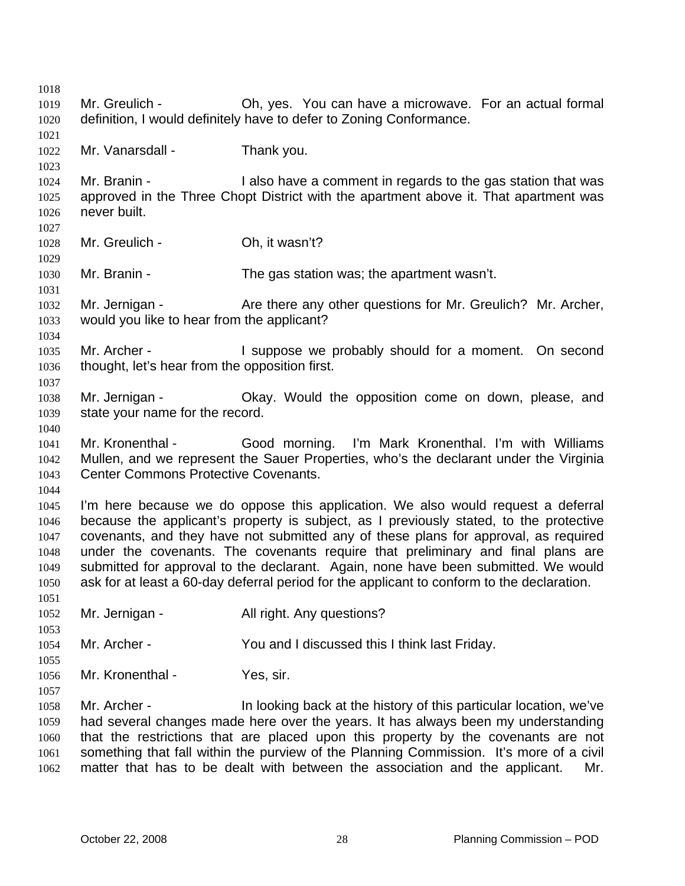Mr. Greulich - Oh, yes. You can have a microwave. For an actual formal definition, I would definitely have to defer to Zoning Conformance.

Mr. Vanarsdall - Thank you.

Mr. Branin - I also have a comment in regards to the gas station that was approved in the Three Chopt District with the apartment above it. That apartment was never built.

Mr. Greulich - Oh, it wasn't?

Mr. Branin - The gas station was; the apartment wasn't.

Mr. Jernigan - Are there any other questions for Mr. Greulich? Mr. Archer, would you like to hear from the applicant?

Mr. Archer - I suppose we probably should for a moment. On second thought, let's hear from the opposition first.

Mr. Jernigan - Okay. Would the opposition come on down, please, and state your name for the record.

Mr. Kronenthal - Good morning. I'm Mark Kronenthal. I'm with Williams Mullen, and we represent the Sauer Properties, who's the declarant under the Virginia Center Commons Protective Covenants.

I'm here because we do oppose this application. We also would request a deferral because the applicant's property is subject, as I previously stated, to the protective covenants, and they have not submitted any of these plans for approval, as required under the covenants. The covenants require that preliminary and final plans are submitted for approval to the declarant. Again, none have been submitted. We would ask for at least a 60-day deferral period for the applicant to conform to the declaration.

Mr. Jernigan - All right. Any questions?

Mr. Archer - You and I discussed this I think last Friday.

Mr. Kronenthal - Yes, sir.

Mr. Archer - In looking back at the history of this particular location, we've had several changes made here over the years. It has always been my understanding that the restrictions that are placed upon this property by the covenants are not something that fall within the purview of the Planning Commission. It's more of a civil matter that has to be dealt with between the association and the applicant. Mr.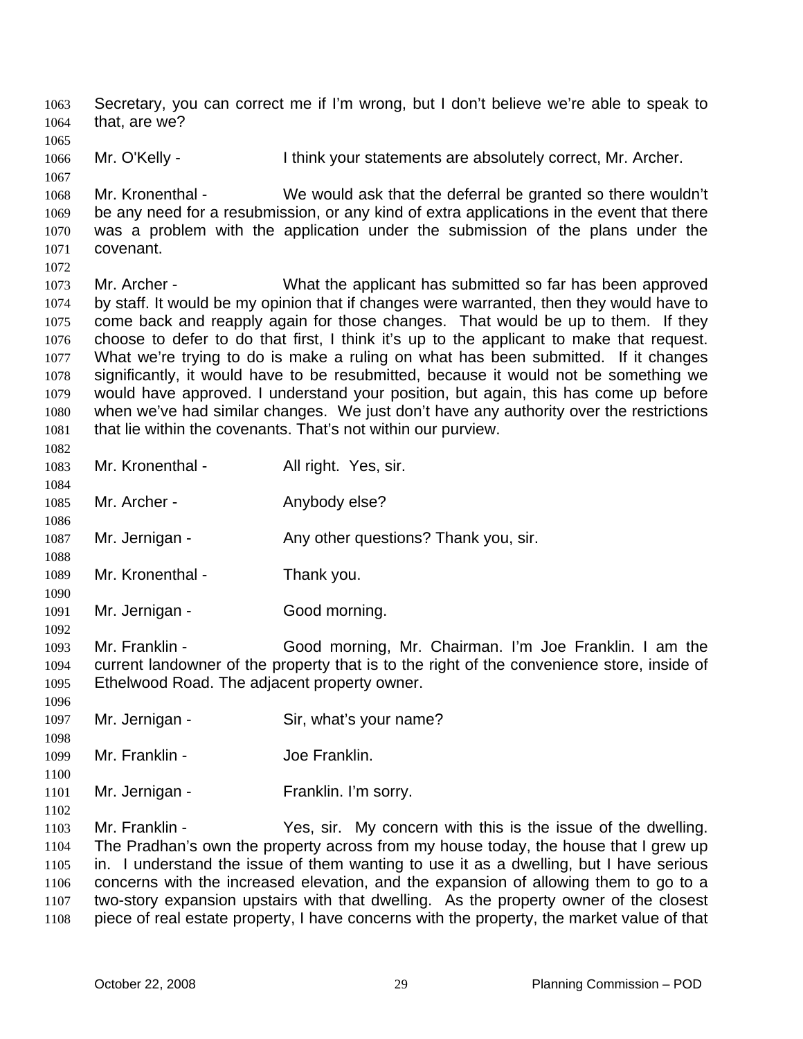Secretary, you can correct me if I'm wrong, but I don't believe we're able to speak to that, are we?

Mr. O'Kelly - I think your statements are absolutely correct, Mr. Archer.

Mr. Kronenthal - We would ask that the deferral be granted so there wouldn't be any need for a resubmission, or any kind of extra applications in the event that there was a problem with the application under the submission of the plans under the covenant.

Mr. Archer - What the applicant has submitted so far has been approved by staff. It would be my opinion that if changes were warranted, then they would have to come back and reapply again for those changes. That would be up to them. If they choose to defer to do that first, I think it's up to the applicant to make that request. What we're trying to do is make a ruling on what has been submitted. If it changes significantly, it would have to be resubmitted, because it would not be something we would have approved. I understand your position, but again, this has come up before when we've had similar changes. We just don't have any authority over the restrictions that lie within the covenants. That's not within our purview.

Mr. Kronenthal - All right. Yes, sir.

Mr. Archer - Anybody else?

Mr. Jernigan - Any other questions? Thank you, sir.

Mr. Kronenthal - Thank you.

Mr. Jernigan - Good morning.

Mr. Franklin - Good morning, Mr. Chairman. I'm Joe Franklin. I am the current landowner of the property that is to the right of the convenience store, inside of Ethelwood Road. The adjacent property owner.

Mr. Jernigan - Sir, what's your name?

Mr. Franklin - Joe Franklin.

Mr. Jernigan - Franklin. I'm sorry.

Mr. Franklin - Yes, sir. My concern with this is the issue of the dwelling. The Pradhan's own the property across from my house today, the house that I grew up in. I understand the issue of them wanting to use it as a dwelling, but I have serious concerns with the increased elevation, and the expansion of allowing them to go to a two-story expansion upstairs with that dwelling. As the property owner of the closest piece of real estate property, I have concerns with the property, the market value of that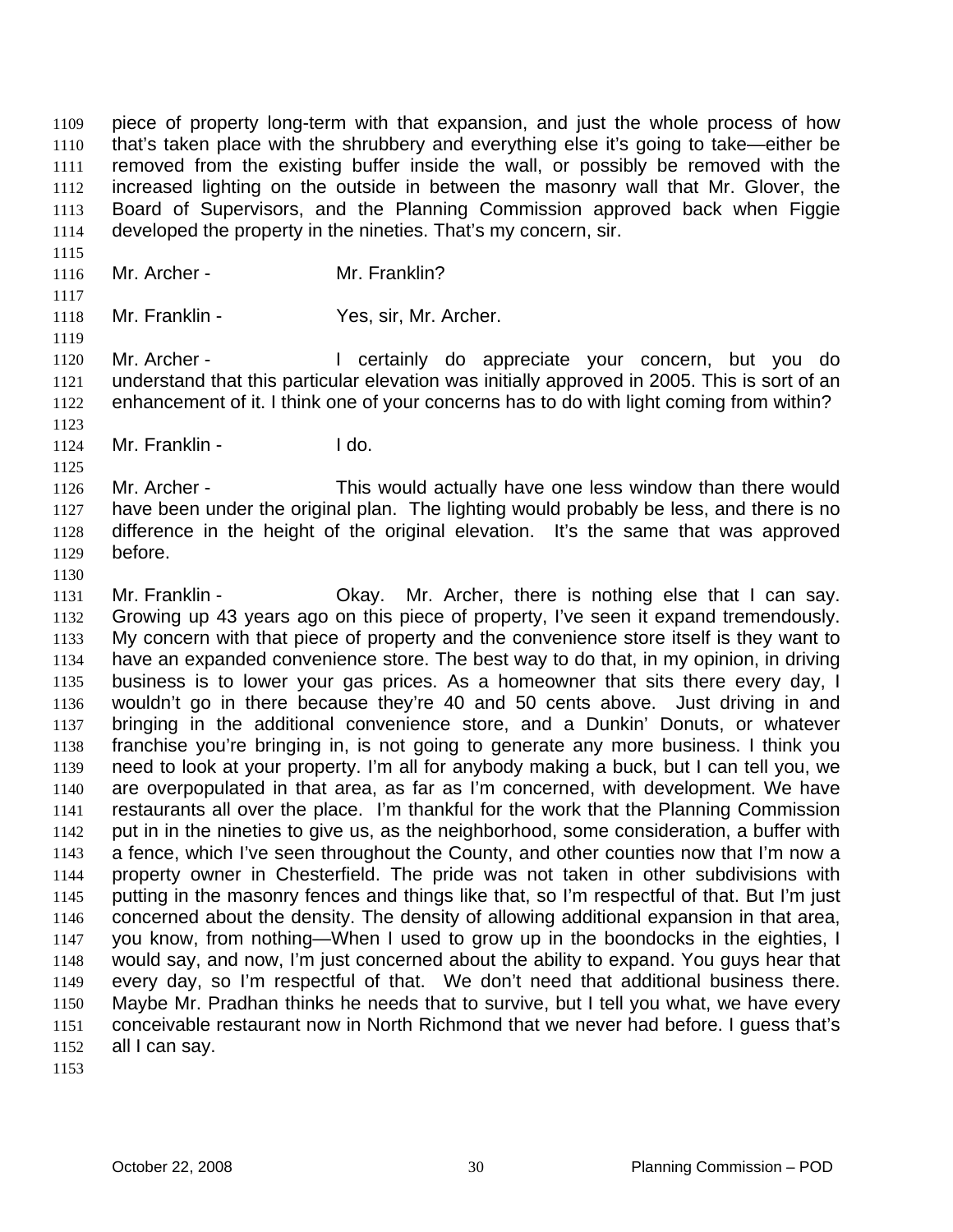piece of property long-term with that expansion, and just the whole process of how that's taken place with the shrubbery and everything else it's going to take—either be removed from the existing buffer inside the wall, or possibly be removed with the increased lighting on the outside in between the masonry wall that Mr. Glover, the Board of Supervisors, and the Planning Commission approved back when Figgie developed the property in the nineties. That's my concern, sir.

Mr. Archer - Mr. Franklin?

Mr. Franklin - Yes, sir, Mr. Archer.

Mr. Archer - I certainly do appreciate your concern, but you do understand that this particular elevation was initially approved in 2005. This is sort of an enhancement of it. I think one of your concerns has to do with light coming from within?

Mr. Franklin - I do.

Mr. Archer - This would actually have one less window than there would have been under the original plan. The lighting would probably be less, and there is no difference in the height of the original elevation. It's the same that was approved before.

Mr. Franklin - Okay. Mr. Archer, there is nothing else that I can say. Growing up 43 years ago on this piece of property, I've seen it expand tremendously. My concern with that piece of property and the convenience store itself is they want to have an expanded convenience store. The best way to do that, in my opinion, in driving business is to lower your gas prices. As a homeowner that sits there every day, I wouldn't go in there because they're 40 and 50 cents above. Just driving in and bringing in the additional convenience store, and a Dunkin' Donuts, or whatever franchise you're bringing in, is not going to generate any more business. I think you need to look at your property. I'm all for anybody making a buck, but I can tell you, we are overpopulated in that area, as far as I'm concerned, with development. We have restaurants all over the place. I'm thankful for the work that the Planning Commission put in in the nineties to give us, as the neighborhood, some consideration, a buffer with a fence, which I've seen throughout the County, and other counties now that I'm now a property owner in Chesterfield. The pride was not taken in other subdivisions with putting in the masonry fences and things like that, so I'm respectful of that. But I'm just concerned about the density. The density of allowing additional expansion in that area, you know, from nothing—When I used to grow up in the boondocks in the eighties, I would say, and now, I'm just concerned about the ability to expand. You guys hear that every day, so I'm respectful of that. We don't need that additional business there. Maybe Mr. Pradhan thinks he needs that to survive, but I tell you what, we have every conceivable restaurant now in North Richmond that we never had before. I guess that's all I can say.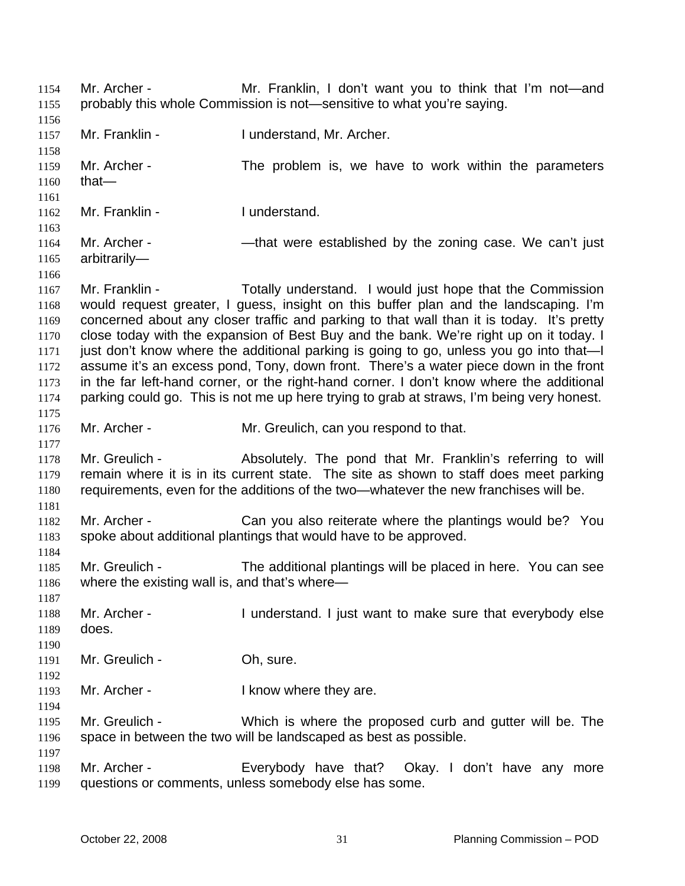Mr. Archer - Mr. Franklin, I don't want you to think that I'm not—and probably this whole Commission is not—sensitive to what you're saying.

Mr. Franklin - I understand, Mr. Archer.

Mr. Archer - The problem is, we have to work within the parameters that—

Mr. Franklin - I understand.

Mr. Archer - —that were established by the zoning case. We can't just arbitrarily—

Mr. Franklin - Totally understand. I would just hope that the Commission would request greater, I guess, insight on this buffer plan and the landscaping. I'm concerned about any closer traffic and parking to that wall than it is today. It's pretty close today with the expansion of Best Buy and the bank. We're right up on it today. I just don't know where the additional parking is going to go, unless you go into that—I assume it's an excess pond, Tony, down front. There's a water piece down in the front in the far left-hand corner, or the right-hand corner. I don't know where the additional parking could go. This is not me up here trying to grab at straws, I'm being very honest.

Mr. Archer - Mr. Greulich, can you respond to that.

Mr. Greulich - Absolutely. The pond that Mr. Franklin's referring to will remain where it is in its current state. The site as shown to staff does meet parking requirements, even for the additions of the two—whatever the new franchises will be.

Mr. Archer - Can you also reiterate where the plantings would be? You spoke about additional plantings that would have to be approved.

Mr. Greulich - The additional plantings will be placed in here. You can see where the existing wall is, and that's where—

Mr. Archer - I understand. I just want to make sure that everybody else does.

Mr. Greulich - Oh, sure.

Mr. Archer - I know where they are.

Mr. Greulich - Which is where the proposed curb and gutter will be. The space in between the two will be landscaped as best as possible.

Mr. Archer - Everybody have that? Okay. I don't have any more questions or comments, unless somebody else has some.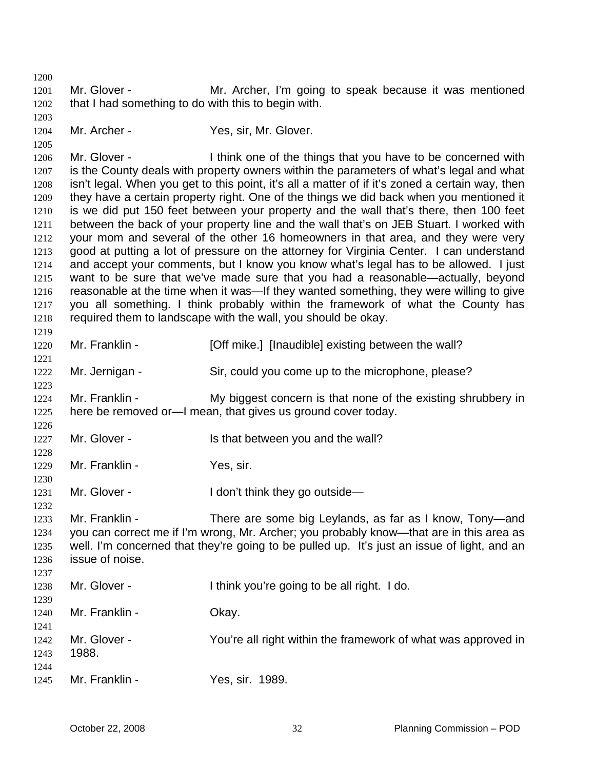Mr. Glover - Mr. Archer, I'm going to speak because it was mentioned that I had something to do with this to begin with.

Mr. Archer - Yes, sir, Mr. Glover.

Mr. Glover - I think one of the things that you have to be concerned with is the County deals with property owners within the parameters of what's legal and what isn't legal. When you get to this point, it's all a matter of if it's zoned a certain way, then they have a certain property right. One of the things we did back when you mentioned it is we did put 150 feet between your property and the wall that's there, then 100 feet between the back of your property line and the wall that's on JEB Stuart. I worked with your mom and several of the other 16 homeowners in that area, and they were very good at putting a lot of pressure on the attorney for Virginia Center. I can understand and accept your comments, but I know you know what's legal has to be allowed. I just want to be sure that we've made sure that you had a reasonable—actually, beyond reasonable at the time when it was—If they wanted something, they were willing to give you all something. I think probably within the framework of what the County has required them to landscape with the wall, you should be okay.

Mr. Franklin - [Off mike.] [Inaudible] existing between the wall?

Mr. Jernigan - Sir, could you come up to the microphone, please?

Mr. Franklin - My biggest concern is that none of the existing shrubbery in here be removed or—I mean, that gives us ground cover today.

Mr. Glover - Is that between you and the wall?

Mr. Franklin - Yes, sir.

Mr. Glover - I don't think they go outside—

Mr. Franklin - There are some big Leylands, as far as I know, Tony—and you can correct me if I'm wrong, Mr. Archer; you probably know—that are in this area as well. I'm concerned that they're going to be pulled up. It's just an issue of light, and an issue of noise.

Mr. Glover - I think you're going to be all right. I do.

Mr. Franklin - Okay.

Mr. Glover - You're all right within the framework of what was approved in 1988.

Mr. Franklin - Yes, sir. 1989.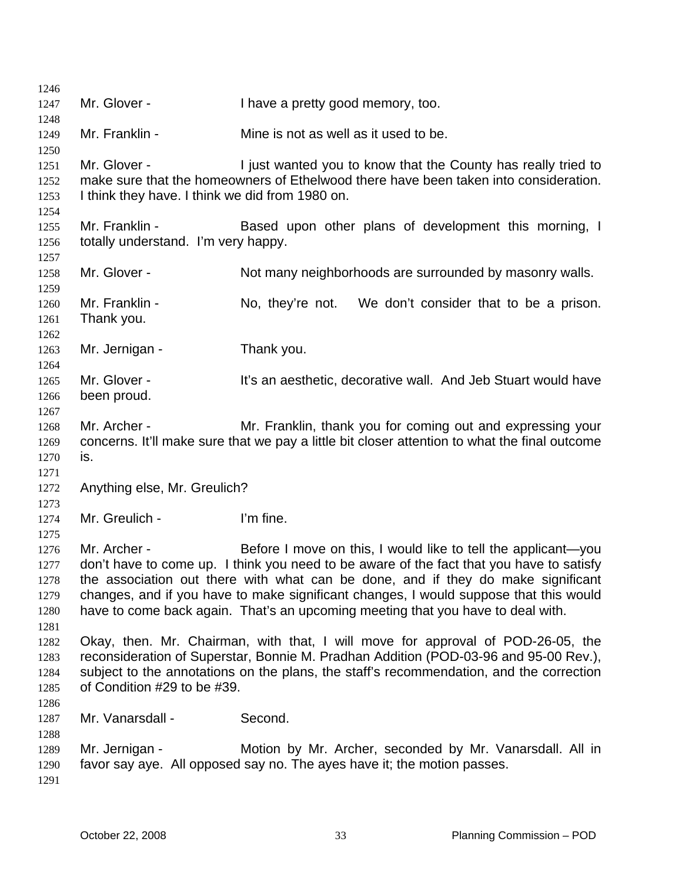Mr. Glover - I have a pretty good memory, too.

Mr. Franklin - Mine is not as well as it used to be.

Mr. Glover - I just wanted you to know that the County has really tried to make sure that the homeowners of Ethelwood there have been taken into consideration. I think they have. I think we did from 1980 on.

Mr. Franklin - Based upon other plans of development this morning, I totally understand. I'm very happy.

Mr. Glover - Not many neighborhoods are surrounded by masonry walls.

Mr. Franklin - No, they're not. We don't consider that to be a prison. Thank you.

Mr. Jernigan - Thank you.

Mr. Glover - It's an aesthetic, decorative wall. And Jeb Stuart would have been proud.

Mr. Archer - Mr. Franklin, thank you for coming out and expressing your concerns. It'll make sure that we pay a little bit closer attention to what the final outcome is.

Anything else, Mr. Greulich?

Mr. Greulich - I'm fine.

Mr. Archer - Before I move on this, I would like to tell the applicant—you don't have to come up. I think you need to be aware of the fact that you have to satisfy the association out there with what can be done, and if they do make significant changes, and if you have to make significant changes, I would suppose that this would have to come back again. That's an upcoming meeting that you have to deal with.

Okay, then. Mr. Chairman, with that, I will move for approval of POD-26-05, the reconsideration of Superstar, Bonnie M. Pradhan Addition (POD-03-96 and 95-00 Rev.), subject to the annotations on the plans, the staff's recommendation, and the correction of Condition #29 to be #39.

Mr. Vanarsdall - Second.

Mr. Jernigan - Motion by Mr. Archer, seconded by Mr. Vanarsdall. All in favor say aye. All opposed say no. The ayes have it; the motion passes.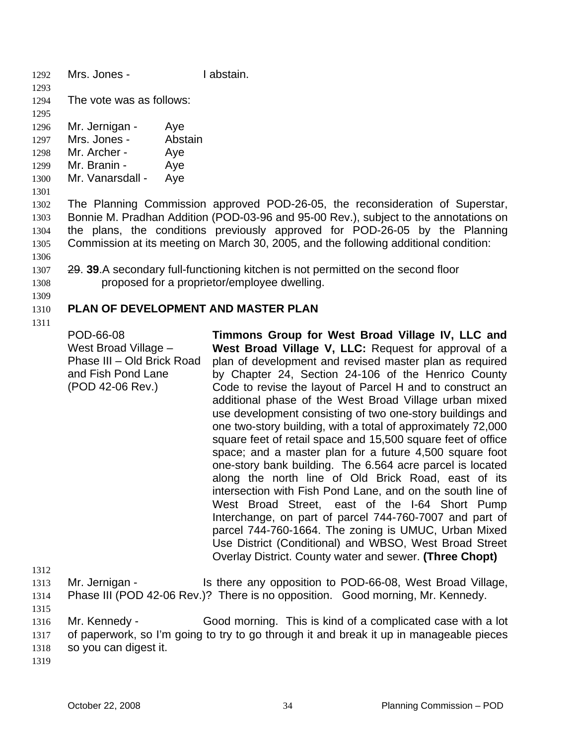Mrs. Jones - I abstain.

The vote was as follows:

Mr. Jernigan - Aye
Mrs. Jones - Abstain
Mr. Archer - Aye
Mr. Branin - Aye
Mr. Vanarsdall - Aye

The Planning Commission approved POD-26-05, the reconsideration of Superstar, Bonnie M. Pradhan Addition (POD-03-96 and 95-00 Rev.), subject to the annotations on the plans, the conditions previously approved for POD-26-05 by the Planning Commission at its meeting on March 30, 2005, and the following additional condition:

~~29~~. **39**.A secondary full-functioning kitchen is not permitted on the second floor proposed for a proprietor/employee dwelling.

## PLAN OF DEVELOPMENT AND MASTER PLAN

| | |
|---|---|
| POD-66-08<br>West Broad Village – Phase III – Old Brick Road and Fish Pond Lane<br>(POD 42-06 Rev.) | **Timmons Group for West Broad Village IV, LLC and West Broad Village V, LLC:** Request for approval of a plan of development and revised master plan as required by Chapter 24, Section 24-106 of the Henrico County Code to revise the layout of Parcel H and to construct an additional phase of the West Broad Village urban mixed use development consisting of two one-story buildings and one two-story building, with a total of approximately 72,000 square feet of retail space and 15,500 square feet of office space; and a master plan for a future 4,500 square foot one-story bank building. The 6.564 acre parcel is located along the north line of Old Brick Road, east of its intersection with Fish Pond Lane, and on the south line of West Broad Street, east of the I-64 Short Pump Interchange, on part of parcel 744-760-7007 and part of parcel 744-760-1664. The zoning is UMUC, Urban Mixed Use District (Conditional) and WBSO, West Broad Street Overlay District. County water and sewer. **(Three Chopt)** |

Mr. Jernigan - Is there any opposition to POD-66-08, West Broad Village, Phase III (POD 42-06 Rev.)? There is no opposition. Good morning, Mr. Kennedy.

Mr. Kennedy - Good morning. This is kind of a complicated case with a lot of paperwork, so I'm going to try to go through it and break it up in manageable pieces so you can digest it.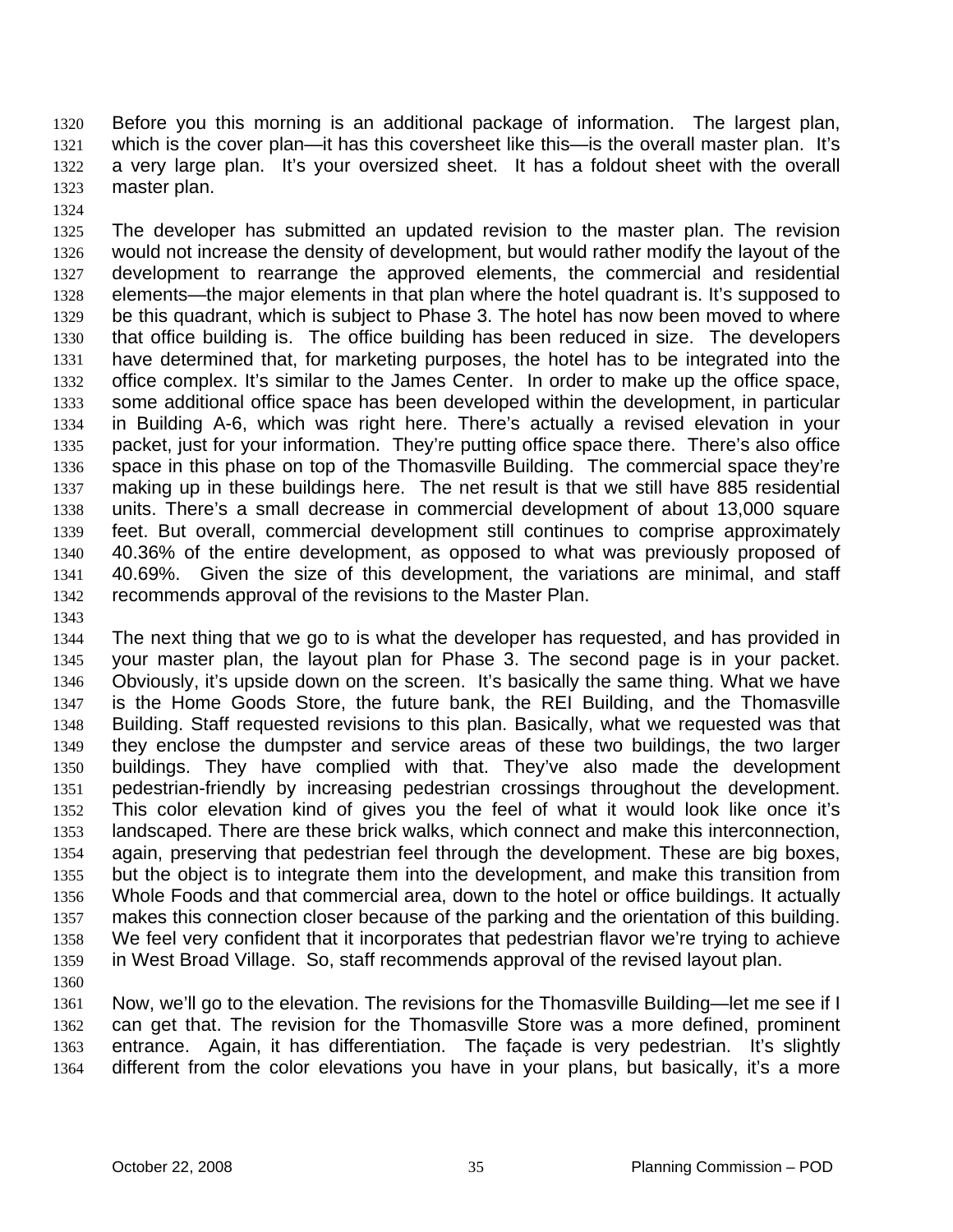Before you this morning is an additional package of information. The largest plan, which is the cover plan—it has this coversheet like this—is the overall master plan. It's a very large plan. It's your oversized sheet. It has a foldout sheet with the overall master plan.

The developer has submitted an updated revision to the master plan. The revision would not increase the density of development, but would rather modify the layout of the development to rearrange the approved elements, the commercial and residential elements—the major elements in that plan where the hotel quadrant is. It's supposed to be this quadrant, which is subject to Phase 3. The hotel has now been moved to where that office building is. The office building has been reduced in size. The developers have determined that, for marketing purposes, the hotel has to be integrated into the office complex. It's similar to the James Center. In order to make up the office space, some additional office space has been developed within the development, in particular in Building A-6, which was right here. There's actually a revised elevation in your packet, just for your information. They're putting office space there. There's also office space in this phase on top of the Thomasville Building. The commercial space they're making up in these buildings here. The net result is that we still have 885 residential units. There's a small decrease in commercial development of about 13,000 square feet. But overall, commercial development still continues to comprise approximately 40.36% of the entire development, as opposed to what was previously proposed of 40.69%. Given the size of this development, the variations are minimal, and staff recommends approval of the revisions to the Master Plan.

The next thing that we go to is what the developer has requested, and has provided in your master plan, the layout plan for Phase 3. The second page is in your packet. Obviously, it's upside down on the screen. It's basically the same thing. What we have is the Home Goods Store, the future bank, the REI Building, and the Thomasville Building. Staff requested revisions to this plan. Basically, what we requested was that they enclose the dumpster and service areas of these two buildings, the two larger buildings. They have complied with that. They've also made the development pedestrian-friendly by increasing pedestrian crossings throughout the development. This color elevation kind of gives you the feel of what it would look like once it's landscaped. There are these brick walks, which connect and make this interconnection, again, preserving that pedestrian feel through the development. These are big boxes, but the object is to integrate them into the development, and make this transition from Whole Foods and that commercial area, down to the hotel or office buildings. It actually makes this connection closer because of the parking and the orientation of this building. We feel very confident that it incorporates that pedestrian flavor we're trying to achieve in West Broad Village. So, staff recommends approval of the revised layout plan.

Now, we'll go to the elevation. The revisions for the Thomasville Building—let me see if I can get that. The revision for the Thomasville Store was a more defined, prominent entrance. Again, it has differentiation. The façade is very pedestrian. It's slightly different from the color elevations you have in your plans, but basically, it's a more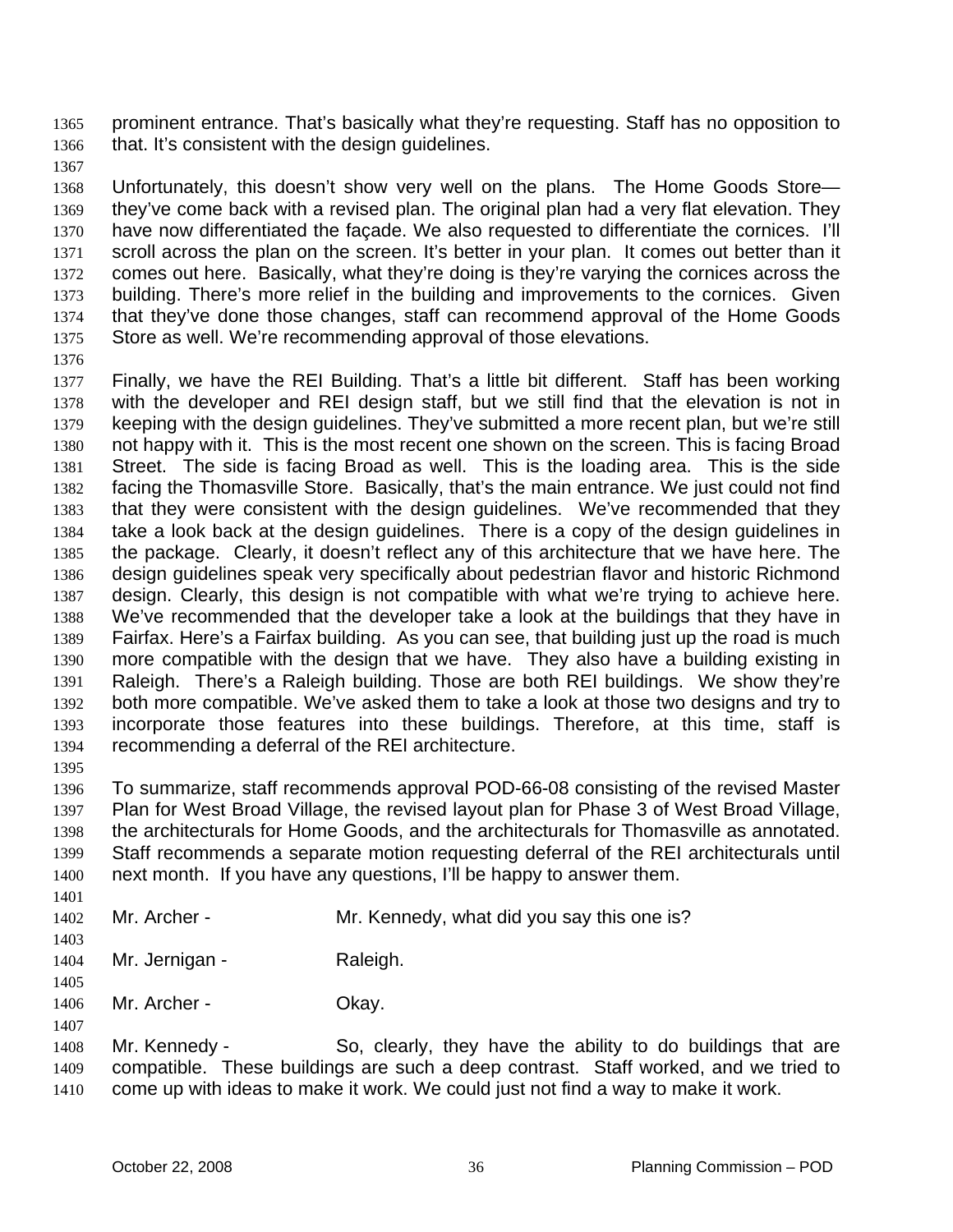prominent entrance. That's basically what they're requesting. Staff has no opposition to that. It's consistent with the design guidelines.

Unfortunately, this doesn't show very well on the plans. The Home Goods Store—they've come back with a revised plan. The original plan had a very flat elevation. They have now differentiated the façade. We also requested to differentiate the cornices. I'll scroll across the plan on the screen. It's better in your plan. It comes out better than it comes out here. Basically, what they're doing is they're varying the cornices across the building. There's more relief in the building and improvements to the cornices. Given that they've done those changes, staff can recommend approval of the Home Goods Store as well. We're recommending approval of those elevations.

Finally, we have the REI Building. That's a little bit different. Staff has been working with the developer and REI design staff, but we still find that the elevation is not in keeping with the design guidelines. They've submitted a more recent plan, but we're still not happy with it. This is the most recent one shown on the screen. This is facing Broad Street. The side is facing Broad as well. This is the loading area. This is the side facing the Thomasville Store. Basically, that's the main entrance. We just could not find that they were consistent with the design guidelines. We've recommended that they take a look back at the design guidelines. There is a copy of the design guidelines in the package. Clearly, it doesn't reflect any of this architecture that we have here. The design guidelines speak very specifically about pedestrian flavor and historic Richmond design. Clearly, this design is not compatible with what we're trying to achieve here. We've recommended that the developer take a look at the buildings that they have in Fairfax. Here's a Fairfax building. As you can see, that building just up the road is much more compatible with the design that we have. They also have a building existing in Raleigh. There's a Raleigh building. Those are both REI buildings. We show they're both more compatible. We've asked them to take a look at those two designs and try to incorporate those features into these buildings. Therefore, at this time, staff is recommending a deferral of the REI architecture.

To summarize, staff recommends approval POD-66-08 consisting of the revised Master Plan for West Broad Village, the revised layout plan for Phase 3 of West Broad Village, the architecturals for Home Goods, and the architecturals for Thomasville as annotated. Staff recommends a separate motion requesting deferral of the REI architecturals until next month. If you have any questions, I'll be happy to answer them.

Mr. Archer - Mr. Kennedy, what did you say this one is?

Mr. Jernigan - Raleigh.

Mr. Archer - Okay.

Mr. Kennedy - So, clearly, they have the ability to do buildings that are compatible. These buildings are such a deep contrast. Staff worked, and we tried to come up with ideas to make it work. We could just not find a way to make it work.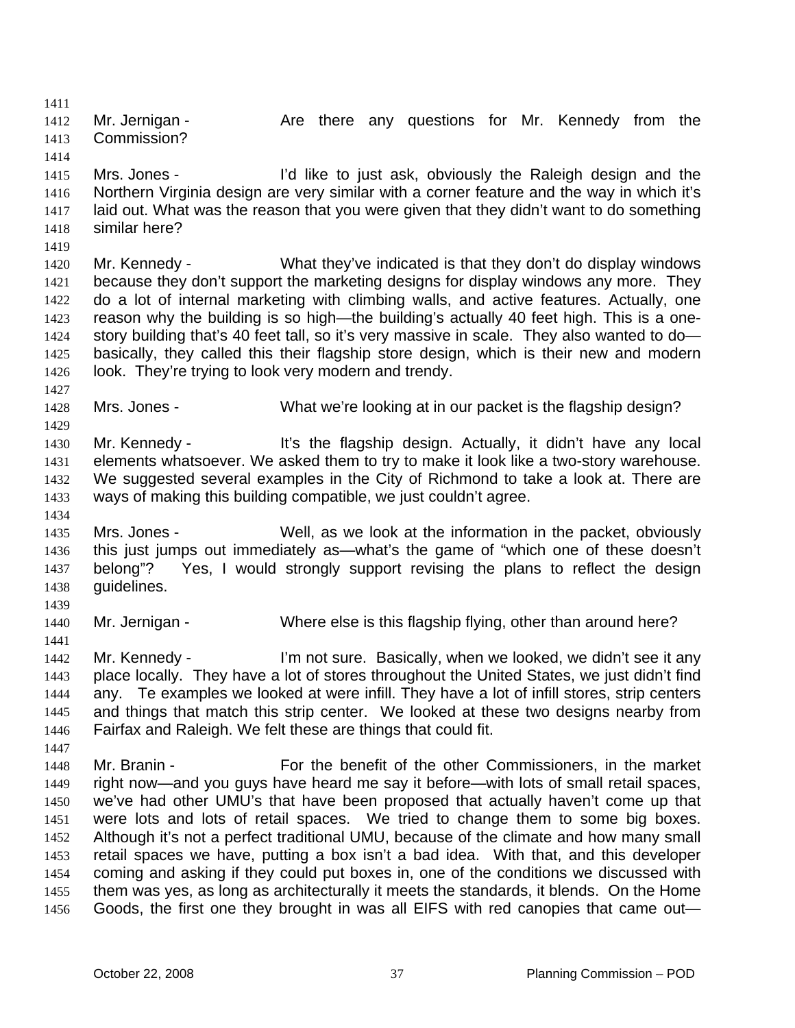Mr. Jernigan - Are there any questions for Mr. Kennedy from the Commission?

Mrs. Jones - I'd like to just ask, obviously the Raleigh design and the Northern Virginia design are very similar with a corner feature and the way in which it's laid out. What was the reason that you were given that they didn't want to do something similar here?

Mr. Kennedy - What they've indicated is that they don't do display windows because they don't support the marketing designs for display windows any more. They do a lot of internal marketing with climbing walls, and active features. Actually, one reason why the building is so high—the building's actually 40 feet high. This is a one-story building that's 40 feet tall, so it's very massive in scale. They also wanted to do—basically, they called this their flagship store design, which is their new and modern look. They're trying to look very modern and trendy.

Mrs. Jones - What we're looking at in our packet is the flagship design?

Mr. Kennedy - It's the flagship design. Actually, it didn't have any local elements whatsoever. We asked them to try to make it look like a two-story warehouse. We suggested several examples in the City of Richmond to take a look at. There are ways of making this building compatible, we just couldn't agree.

Mrs. Jones - Well, as we look at the information in the packet, obviously this just jumps out immediately as—what's the game of "which one of these doesn't belong"? Yes, I would strongly support revising the plans to reflect the design guidelines.

Mr. Jernigan - Where else is this flagship flying, other than around here?

Mr. Kennedy - I'm not sure. Basically, when we looked, we didn't see it any place locally. They have a lot of stores throughout the United States, we just didn't find any. Te examples we looked at were infill. They have a lot of infill stores, strip centers and things that match this strip center. We looked at these two designs nearby from Fairfax and Raleigh. We felt these are things that could fit.

Mr. Branin - For the benefit of the other Commissioners, in the market right now—and you guys have heard me say it before—with lots of small retail spaces, we've had other UMU's that have been proposed that actually haven't come up that were lots and lots of retail spaces. We tried to change them to some big boxes. Although it's not a perfect traditional UMU, because of the climate and how many small retail spaces we have, putting a box isn't a bad idea. With that, and this developer coming and asking if they could put boxes in, one of the conditions we discussed with them was yes, as long as architecturally it meets the standards, it blends. On the Home Goods, the first one they brought in was all EIFS with red canopies that came out—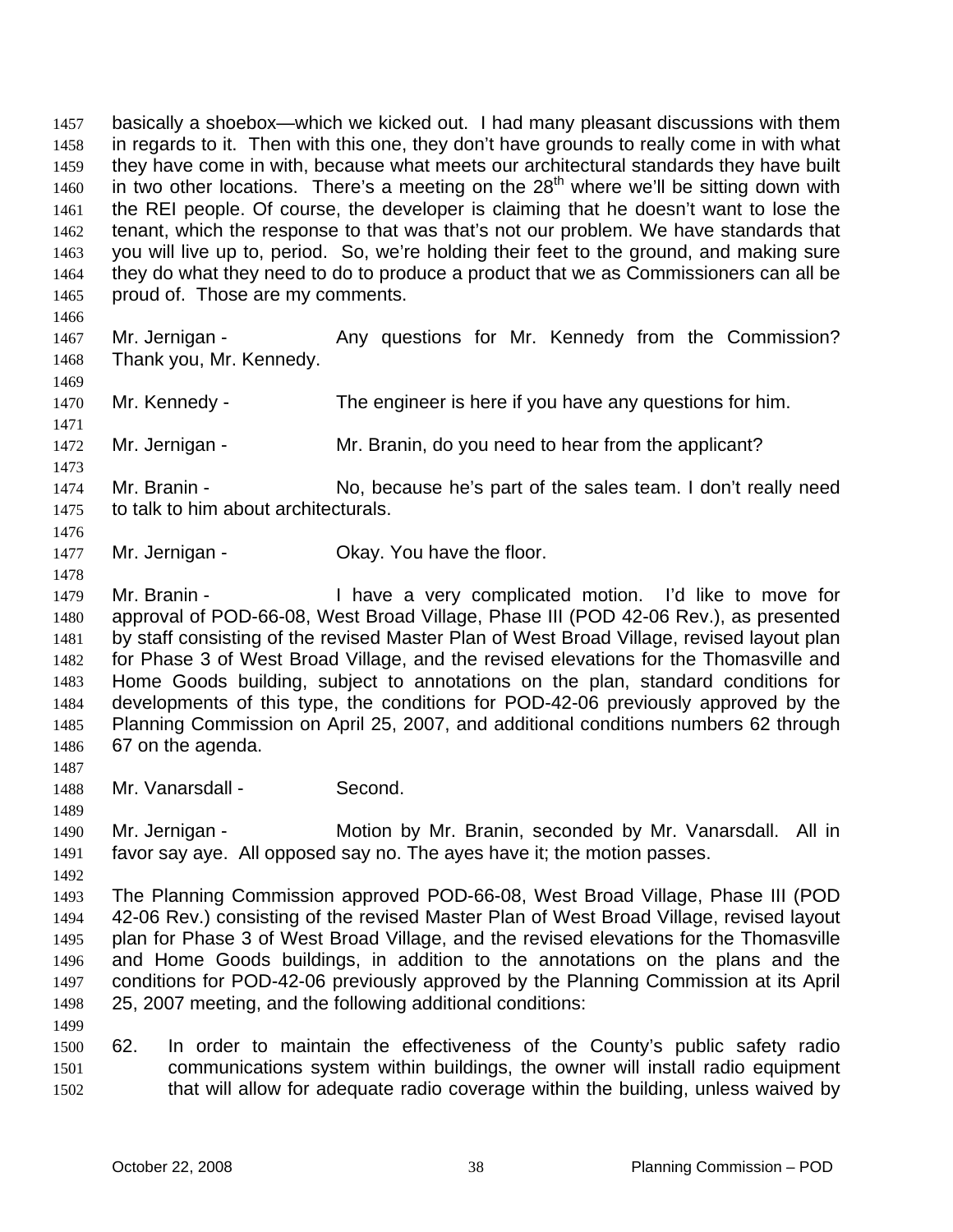basically a shoebox—which we kicked out. I had many pleasant discussions with them in regards to it. Then with this one, they don't have grounds to really come in with what they have come in with, because what meets our architectural standards they have built in two other locations. There's a meeting on the 28th where we'll be sitting down with the REI people. Of course, the developer is claiming that he doesn't want to lose the tenant, which the response to that was that's not our problem. We have standards that you will live up to, period. So, we're holding their feet to the ground, and making sure they do what they need to do to produce a product that we as Commissioners can all be proud of. Those are my comments.

Mr. Jernigan - Any questions for Mr. Kennedy from the Commission? Thank you, Mr. Kennedy.

Mr. Kennedy - The engineer is here if you have any questions for him.

Mr. Jernigan - Mr. Branin, do you need to hear from the applicant?

Mr. Branin - No, because he's part of the sales team. I don't really need to talk to him about architecturals.

Mr. Jernigan - Okay. You have the floor.

Mr. Branin - I have a very complicated motion. I'd like to move for approval of POD-66-08, West Broad Village, Phase III (POD 42-06 Rev.), as presented by staff consisting of the revised Master Plan of West Broad Village, revised layout plan for Phase 3 of West Broad Village, and the revised elevations for the Thomasville and Home Goods building, subject to annotations on the plan, standard conditions for developments of this type, the conditions for POD-42-06 previously approved by the Planning Commission on April 25, 2007, and additional conditions numbers 62 through 67 on the agenda.

Mr. Vanarsdall - Second.

Mr. Jernigan - Motion by Mr. Branin, seconded by Mr. Vanarsdall. All in favor say aye. All opposed say no. The ayes have it; the motion passes.

The Planning Commission approved POD-66-08, West Broad Village, Phase III (POD 42-06 Rev.) consisting of the revised Master Plan of West Broad Village, revised layout plan for Phase 3 of West Broad Village, and the revised elevations for the Thomasville and Home Goods buildings, in addition to the annotations on the plans and the conditions for POD-42-06 previously approved by the Planning Commission at its April 25, 2007 meeting, and the following additional conditions:

62. In order to maintain the effectiveness of the County's public safety radio communications system within buildings, the owner will install radio equipment that will allow for adequate radio coverage within the building, unless waived by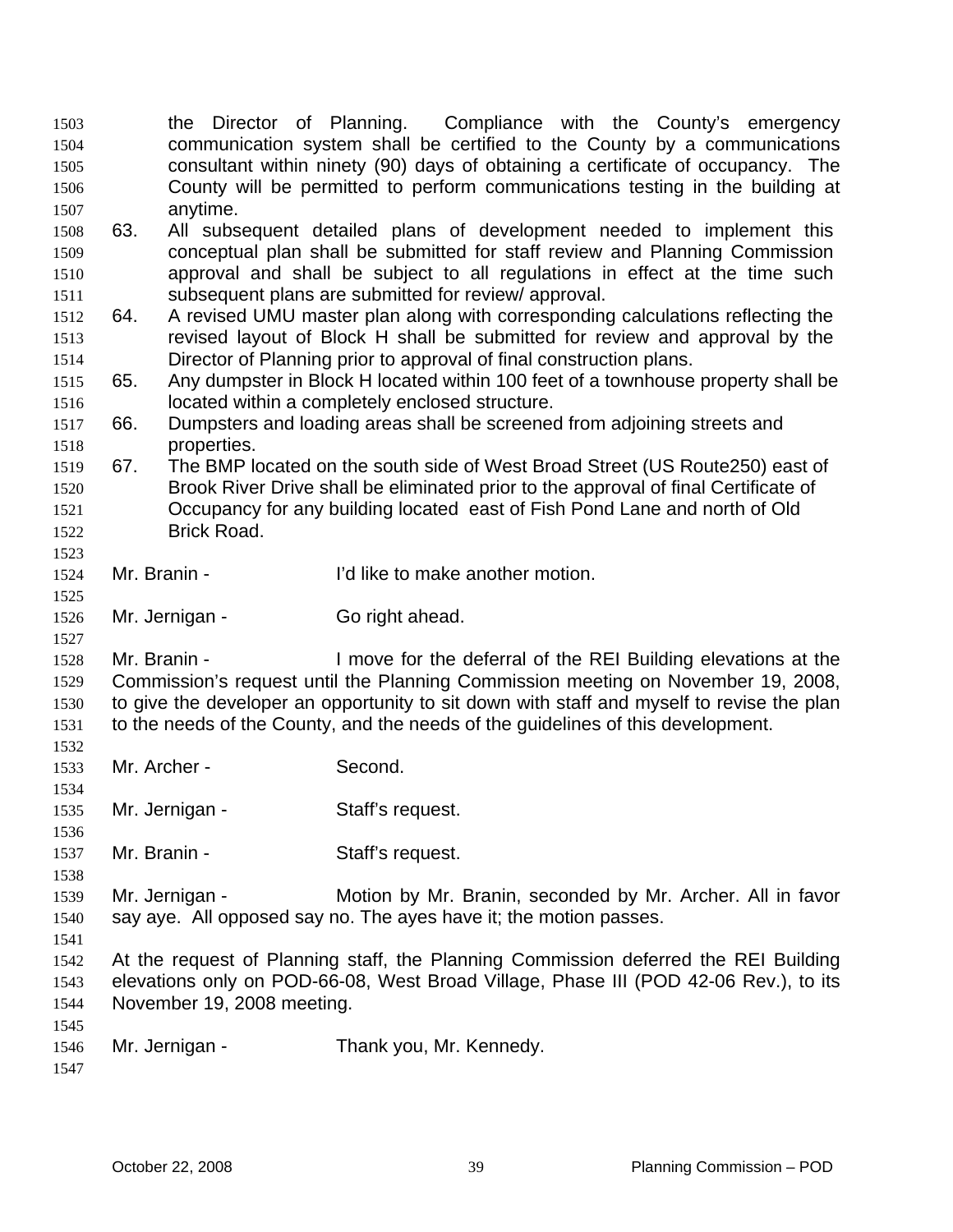the Director of Planning. Compliance with the County's emergency communication system shall be certified to the County by a communications consultant within ninety (90) days of obtaining a certificate of occupancy. The County will be permitted to perform communications testing in the building at anytime.

63. All subsequent detailed plans of development needed to implement this conceptual plan shall be submitted for staff review and Planning Commission approval and shall be subject to all regulations in effect at the time such subsequent plans are submitted for review/ approval.
64. A revised UMU master plan along with corresponding calculations reflecting the revised layout of Block H shall be submitted for review and approval by the Director of Planning prior to approval of final construction plans.
65. Any dumpster in Block H located within 100 feet of a townhouse property shall be located within a completely enclosed structure.
66. Dumpsters and loading areas shall be screened from adjoining streets and properties.
67. The BMP located on the south side of West Broad Street (US Route250) east of Brook River Drive shall be eliminated prior to the approval of final Certificate of Occupancy for any building located east of Fish Pond Lane and north of Old Brick Road.

Mr. Branin - I'd like to make another motion.

Mr. Jernigan - Go right ahead.

Mr. Branin - I move for the deferral of the REI Building elevations at the Commission's request until the Planning Commission meeting on November 19, 2008, to give the developer an opportunity to sit down with staff and myself to revise the plan to the needs of the County, and the needs of the guidelines of this development.

Mr. Archer - Second.

Mr. Jernigan - Staff's request.

Mr. Branin - Staff's request.

Mr. Jernigan - Motion by Mr. Branin, seconded by Mr. Archer. All in favor say aye. All opposed say no. The ayes have it; the motion passes.

At the request of Planning staff, the Planning Commission deferred the REI Building elevations only on POD-66-08, West Broad Village, Phase III (POD 42-06 Rev.), to its November 19, 2008 meeting.

Mr. Jernigan - Thank you, Mr. Kennedy.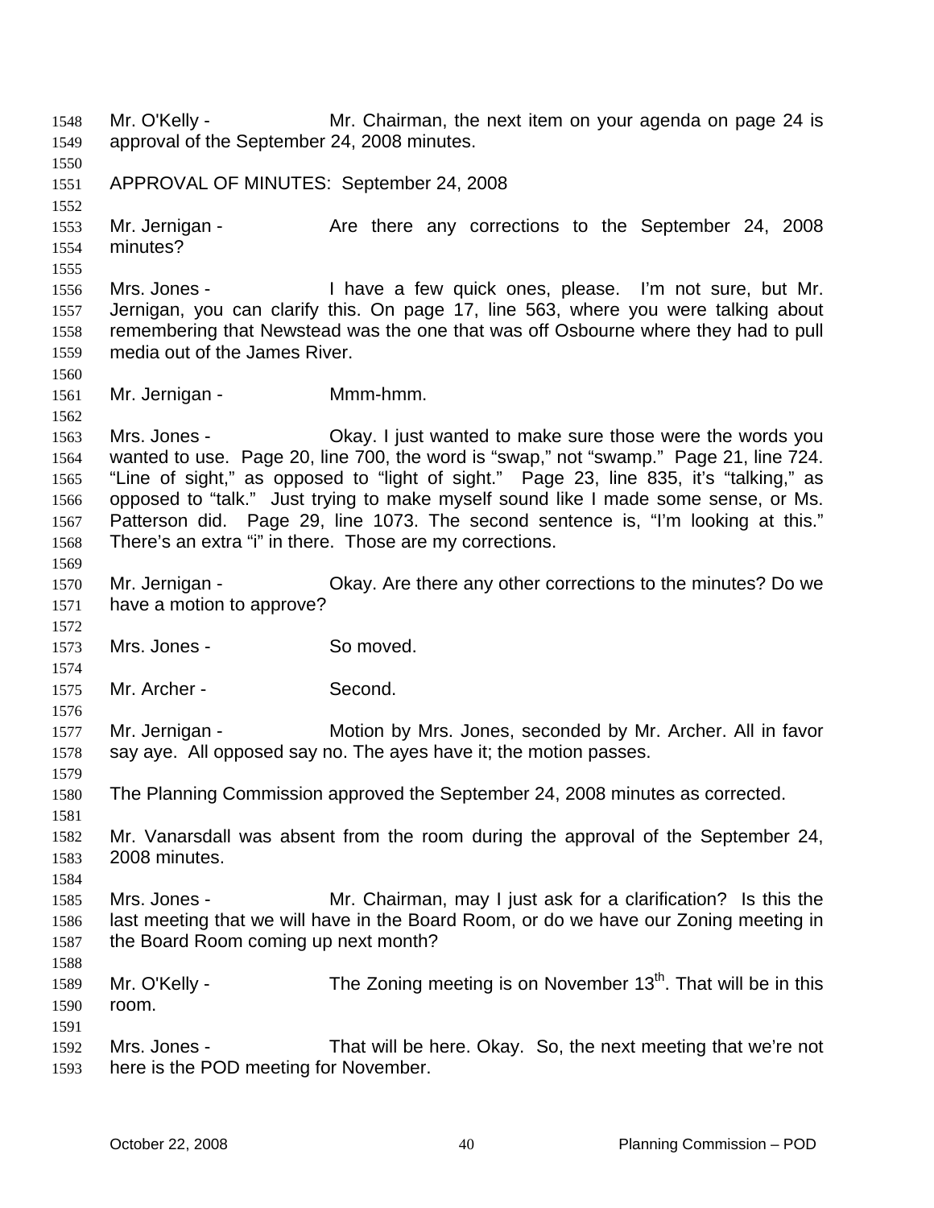Mr. O'Kelly - Mr. Chairman, the next item on your agenda on page 24 is approval of the September 24, 2008 minutes.

APPROVAL OF MINUTES: September 24, 2008

Mr. Jernigan - Are there any corrections to the September 24, 2008 minutes?

Mrs. Jones - I have a few quick ones, please. I'm not sure, but Mr. Jernigan, you can clarify this. On page 17, line 563, where you were talking about remembering that Newstead was the one that was off Osbourne where they had to pull media out of the James River.

Mr. Jernigan - Mmm-hmm.

Mrs. Jones - Okay. I just wanted to make sure those were the words you wanted to use. Page 20, line 700, the word is "swap," not "swamp." Page 21, line 724. "Line of sight," as opposed to "light of sight." Page 23, line 835, it's "talking," as opposed to "talk." Just trying to make myself sound like I made some sense, or Ms. Patterson did. Page 29, line 1073. The second sentence is, "I'm looking at this." There's an extra "i" in there. Those are my corrections.

Mr. Jernigan - Okay. Are there any other corrections to the minutes? Do we have a motion to approve?

Mrs. Jones - So moved.

Mr. Archer - Second.

Mr. Jernigan - Motion by Mrs. Jones, seconded by Mr. Archer. All in favor say aye. All opposed say no. The ayes have it; the motion passes.

The Planning Commission approved the September 24, 2008 minutes as corrected.

Mr. Vanarsdall was absent from the room during the approval of the September 24, 2008 minutes.

Mrs. Jones - Mr. Chairman, may I just ask for a clarification? Is this the last meeting that we will have in the Board Room, or do we have our Zoning meeting in the Board Room coming up next month?

Mr. O'Kelly - The Zoning meeting is on November 13th. That will be in this room.

Mrs. Jones - That will be here. Okay. So, the next meeting that we're not here is the POD meeting for November.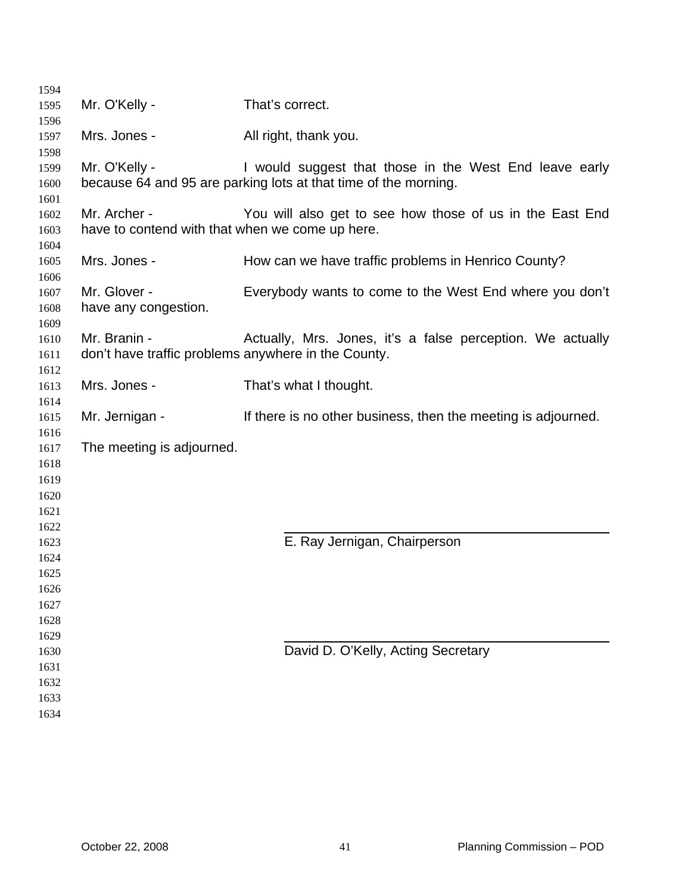Mr. O'Kelly - That's correct.

Mrs. Jones - All right, thank you.

Mr. O'Kelly - I would suggest that those in the West End leave early because 64 and 95 are parking lots at that time of the morning.

Mr. Archer - You will also get to see how those of us in the East End have to contend with that when we come up here.

Mrs. Jones - How can we have traffic problems in Henrico County?

Mr. Glover - Everybody wants to come to the West End where you don't have any congestion.

Mr. Branin - Actually, Mrs. Jones, it's a false perception. We actually don't have traffic problems anywhere in the County.

Mrs. Jones - That's what I thought.

Mr. Jernigan - If there is no other business, then the meeting is adjourned.

The meeting is adjourned.

E. Ray Jernigan, Chairperson

David D. O'Kelly, Acting Secretary